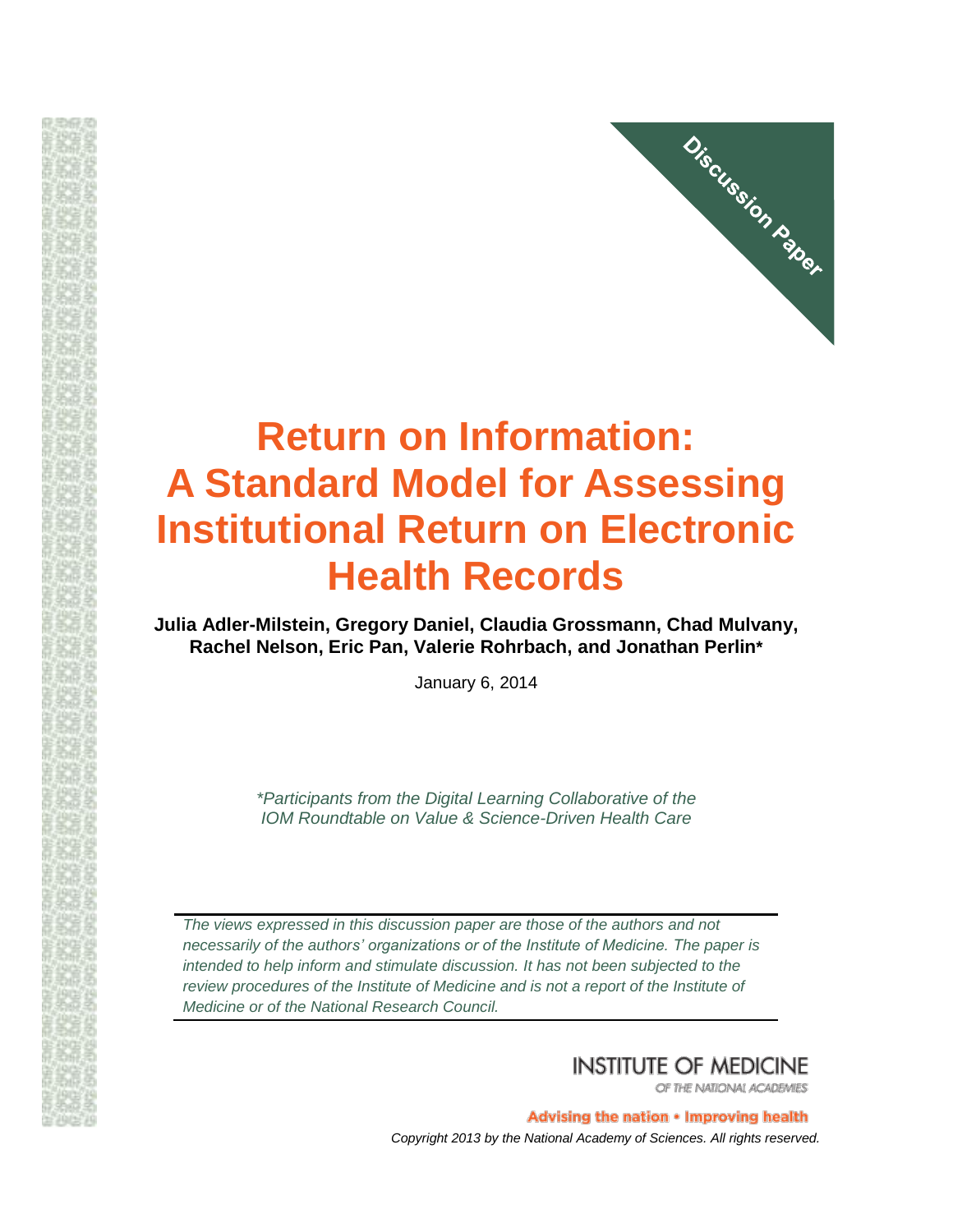Discussion Paper

# Return on Information: A Standard Model for Assessing Institutional Return on Electronic Health Records

**Julia Adler-Milstein, Gregory Daniel, Claudia Grossmann, Chad Mulvany, Rachel Nelson, Eric Pan, Valerie Rohrbach, and Jonathan Perlin***

January 6, 2014

*\*Participants from the Digital Learning Collaborative of the IOM Roundtable on Value & Science-Driven Health Care*

---

*The views expressed in this discussion paper are those of the authors and not necessarily of the authors' organizations or of the Institute of Medicine. The paper is intended to help inform and stimulate discussion. It has not been subjected to the review procedures of the Institute of Medicine and is not a report of the Institute of Medicine or of the National Research Council.*

---

INSTITUTE OF MEDICINE

OF THE NATIONAL ACADEMIES

Advising the nation • Improving health

*Copyright 2013 by the National Academy of Sciences. All rights reserved.*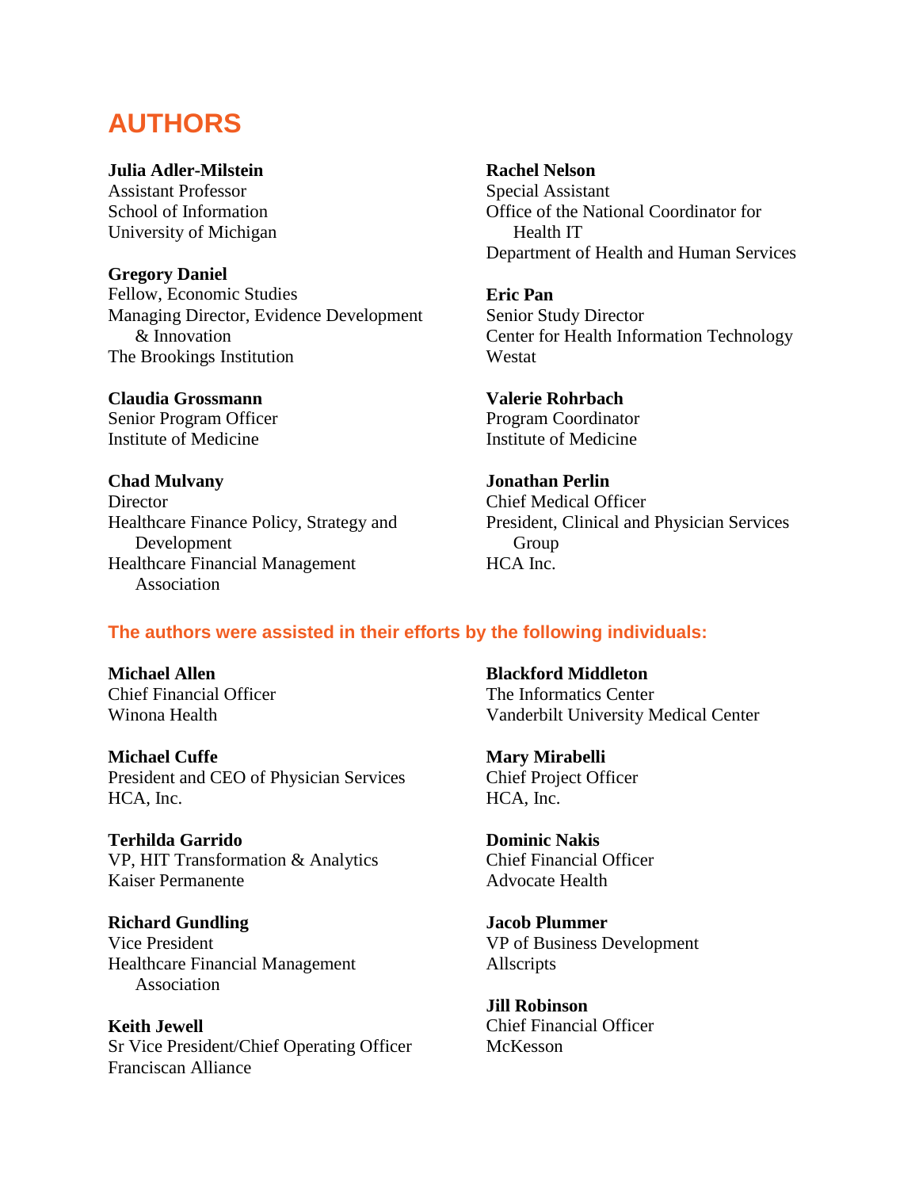# AUTHORS

**Julia Adler-Milstein**
Assistant Professor
School of Information
University of Michigan

**Gregory Daniel**
Fellow, Economic Studies
Managing Director, Evidence Development & Innovation
The Brookings Institution

**Claudia Grossmann**
Senior Program Officer
Institute of Medicine

**Chad Mulvany**
Director
Healthcare Finance Policy, Strategy and Development
Healthcare Financial Management Association

**Rachel Nelson**
Special Assistant
Office of the National Coordinator for Health IT
Department of Health and Human Services

**Eric Pan**
Senior Study Director
Center for Health Information Technology
Westat

**Valerie Rohrbach**
Program Coordinator
Institute of Medicine

**Jonathan Perlin**
Chief Medical Officer
President, Clinical and Physician Services Group
HCA Inc.

## The authors were assisted in their efforts by the following individuals:

**Michael Allen**
Chief Financial Officer
Winona Health

**Michael Cuffe**
President and CEO of Physician Services
HCA, Inc.

**Terhilda Garrido**
VP, HIT Transformation & Analytics
Kaiser Permanente

**Richard Gundling**
Vice President
Healthcare Financial Management Association

**Keith Jewell**
Sr Vice President/Chief Operating Officer
Franciscan Alliance

**Blackford Middleton**
The Informatics Center
Vanderbilt University Medical Center

**Mary Mirabelli**
Chief Project Officer
HCA, Inc.

**Dominic Nakis**
Chief Financial Officer
Advocate Health

**Jacob Plummer**
VP of Business Development
Allscripts

**Jill Robinson**
Chief Financial Officer
McKesson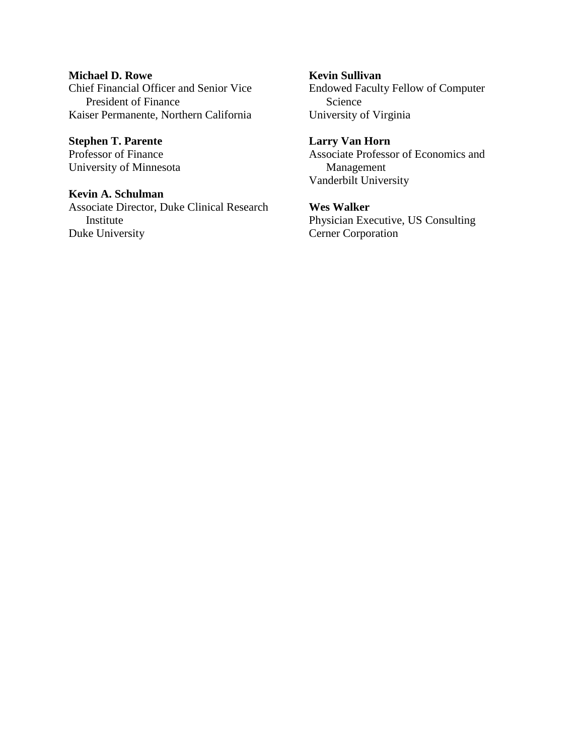**Michael D. Rowe**
Chief Financial Officer and Senior Vice President of Finance
Kaiser Permanente, Northern California

**Stephen T. Parente**
Professor of Finance
University of Minnesota

**Kevin A. Schulman**
Associate Director, Duke Clinical Research Institute
Duke University

**Kevin Sullivan**
Endowed Faculty Fellow of Computer Science
University of Virginia

**Larry Van Horn**
Associate Professor of Economics and Management
Vanderbilt University

**Wes Walker**
Physician Executive, US Consulting
Cerner Corporation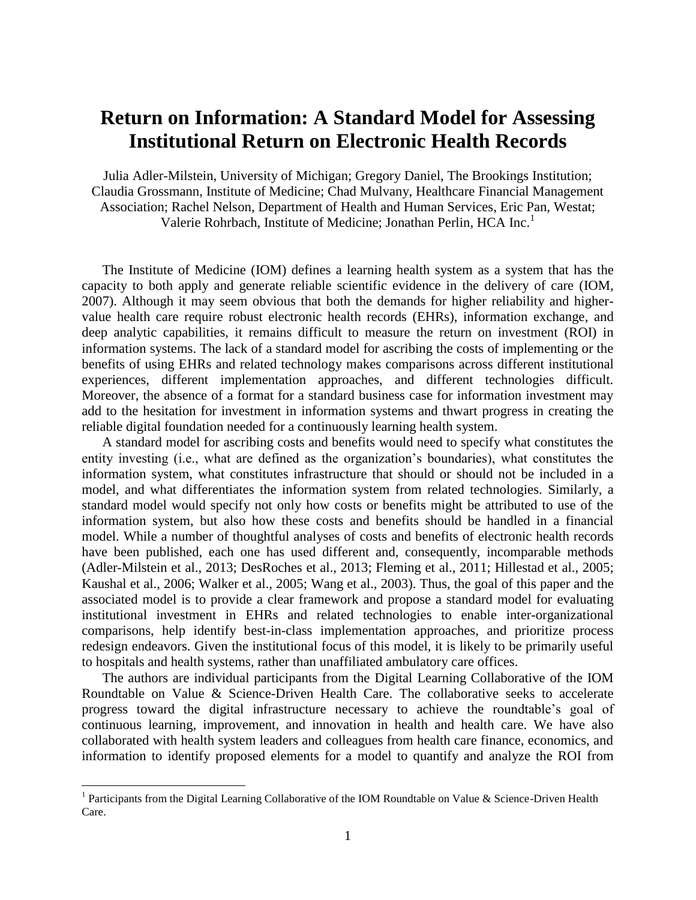# Return on Information: A Standard Model for Assessing Institutional Return on Electronic Health Records

Julia Adler-Milstein, University of Michigan; Gregory Daniel, The Brookings Institution; Claudia Grossmann, Institute of Medicine; Chad Mulvany, Healthcare Financial Management Association; Rachel Nelson, Department of Health and Human Services, Eric Pan, Westat; Valerie Rohrbach, Institute of Medicine; Jonathan Perlin, HCA Inc.[1]

The Institute of Medicine (IOM) defines a learning health system as a system that has the capacity to both apply and generate reliable scientific evidence in the delivery of care (IOM, 2007). Although it may seem obvious that both the demands for higher reliability and higher-value health care require robust electronic health records (EHRs), information exchange, and deep analytic capabilities, it remains difficult to measure the return on investment (ROI) in information systems. The lack of a standard model for ascribing the costs of implementing or the benefits of using EHRs and related technology makes comparisons across different institutional experiences, different implementation approaches, and different technologies difficult. Moreover, the absence of a format for a standard business case for information investment may add to the hesitation for investment in information systems and thwart progress in creating the reliable digital foundation needed for a continuously learning health system.

A standard model for ascribing costs and benefits would need to specify what constitutes the entity investing (i.e., what are defined as the organization's boundaries), what constitutes the information system, what constitutes infrastructure that should or should not be included in a model, and what differentiates the information system from related technologies. Similarly, a standard model would specify not only how costs or benefits might be attributed to use of the information system, but also how these costs and benefits should be handled in a financial model. While a number of thoughtful analyses of costs and benefits of electronic health records have been published, each one has used different and, consequently, incomparable methods (Adler-Milstein et al., 2013; DesRoches et al., 2013; Fleming et al., 2011; Hillestad et al., 2005; Kaushal et al., 2006; Walker et al., 2005; Wang et al., 2003). Thus, the goal of this paper and the associated model is to provide a clear framework and propose a standard model for evaluating institutional investment in EHRs and related technologies to enable inter-organizational comparisons, help identify best-in-class implementation approaches, and prioritize process redesign endeavors. Given the institutional focus of this model, it is likely to be primarily useful to hospitals and health systems, rather than unaffiliated ambulatory care offices.

The authors are individual participants from the Digital Learning Collaborative of the IOM Roundtable on Value & Science-Driven Health Care. The collaborative seeks to accelerate progress toward the digital infrastructure necessary to achieve the roundtable's goal of continuous learning, improvement, and innovation in health and health care. We have also collaborated with health system leaders and colleagues from health care finance, economics, and information to identify proposed elements for a model to quantify and analyze the ROI from

[1] Participants from the Digital Learning Collaborative of the IOM Roundtable on Value & Science-Driven Health Care.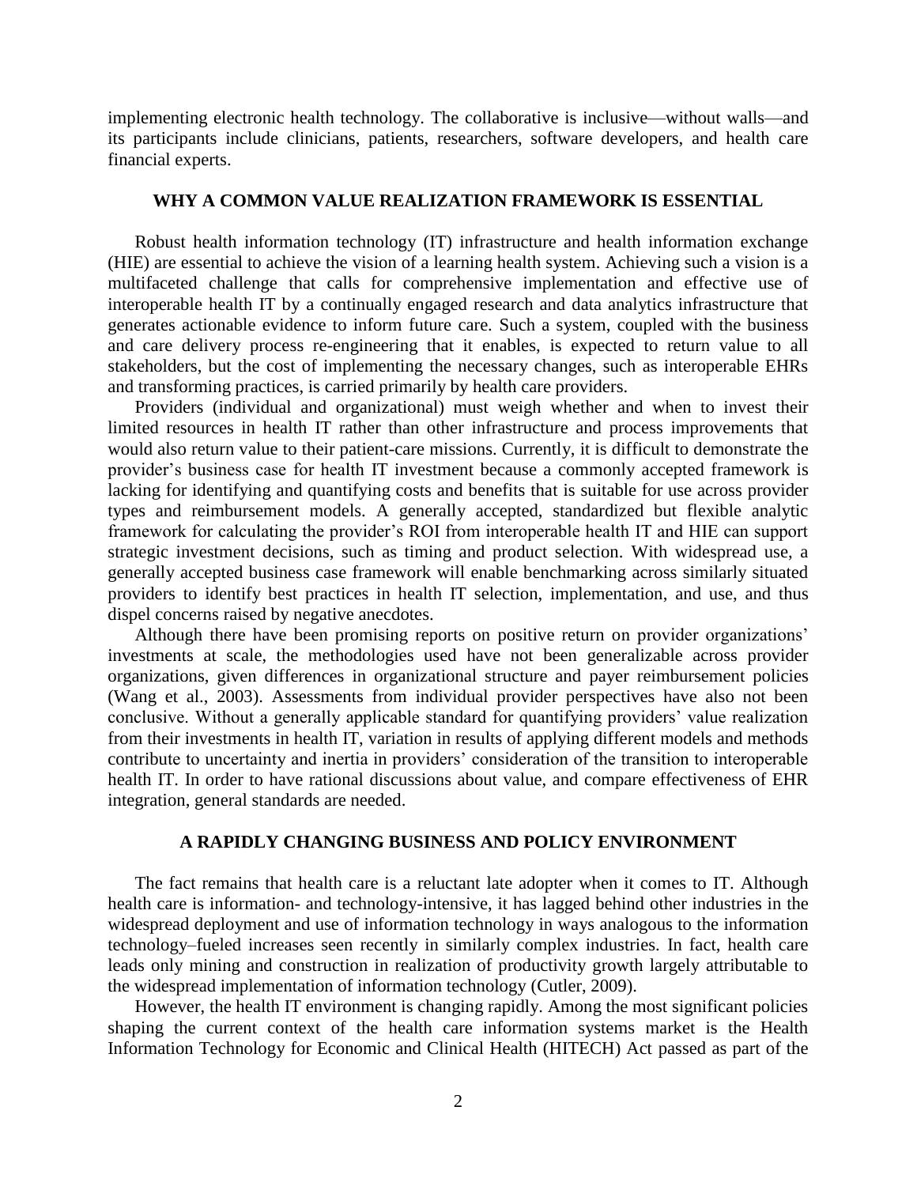implementing electronic health technology. The collaborative is inclusive—without walls—and its participants include clinicians, patients, researchers, software developers, and health care financial experts.

## WHY A COMMON VALUE REALIZATION FRAMEWORK IS ESSENTIAL

Robust health information technology (IT) infrastructure and health information exchange (HIE) are essential to achieve the vision of a learning health system. Achieving such a vision is a multifaceted challenge that calls for comprehensive implementation and effective use of interoperable health IT by a continually engaged research and data analytics infrastructure that generates actionable evidence to inform future care. Such a system, coupled with the business and care delivery process re-engineering that it enables, is expected to return value to all stakeholders, but the cost of implementing the necessary changes, such as interoperable EHRs and transforming practices, is carried primarily by health care providers.

Providers (individual and organizational) must weigh whether and when to invest their limited resources in health IT rather than other infrastructure and process improvements that would also return value to their patient-care missions. Currently, it is difficult to demonstrate the provider's business case for health IT investment because a commonly accepted framework is lacking for identifying and quantifying costs and benefits that is suitable for use across provider types and reimbursement models. A generally accepted, standardized but flexible analytic framework for calculating the provider's ROI from interoperable health IT and HIE can support strategic investment decisions, such as timing and product selection. With widespread use, a generally accepted business case framework will enable benchmarking across similarly situated providers to identify best practices in health IT selection, implementation, and use, and thus dispel concerns raised by negative anecdotes.

Although there have been promising reports on positive return on provider organizations' investments at scale, the methodologies used have not been generalizable across provider organizations, given differences in organizational structure and payer reimbursement policies (Wang et al., 2003). Assessments from individual provider perspectives have also not been conclusive. Without a generally applicable standard for quantifying providers' value realization from their investments in health IT, variation in results of applying different models and methods contribute to uncertainty and inertia in providers' consideration of the transition to interoperable health IT. In order to have rational discussions about value, and compare effectiveness of EHR integration, general standards are needed.

## A RAPIDLY CHANGING BUSINESS AND POLICY ENVIRONMENT

The fact remains that health care is a reluctant late adopter when it comes to IT. Although health care is information- and technology-intensive, it has lagged behind other industries in the widespread deployment and use of information technology in ways analogous to the information technology–fueled increases seen recently in similarly complex industries. In fact, health care leads only mining and construction in realization of productivity growth largely attributable to the widespread implementation of information technology (Cutler, 2009).

However, the health IT environment is changing rapidly. Among the most significant policies shaping the current context of the health care information systems market is the Health Information Technology for Economic and Clinical Health (HITECH) Act passed as part of the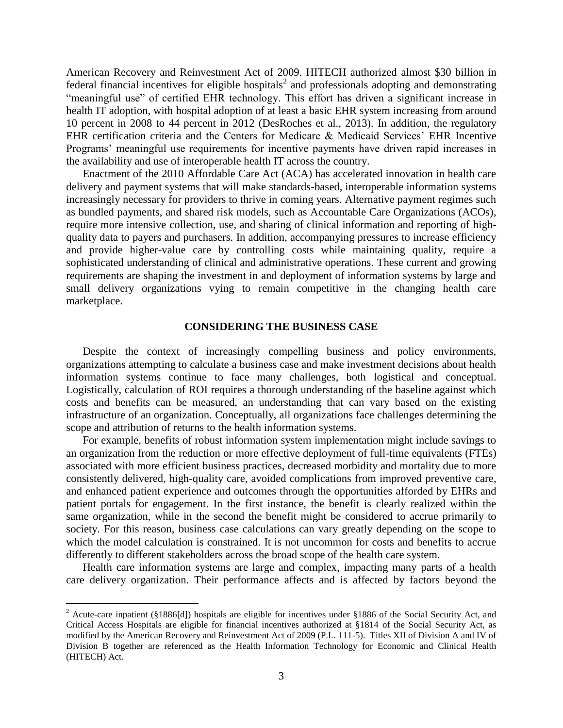American Recovery and Reinvestment Act of 2009. HITECH authorized almost $30 billion in federal financial incentives for eligible hospitals[2] and professionals adopting and demonstrating "meaningful use" of certified EHR technology. This effort has driven a significant increase in health IT adoption, with hospital adoption of at least a basic EHR system increasing from around 10 percent in 2008 to 44 percent in 2012 (DesRoches et al., 2013). In addition, the regulatory EHR certification criteria and the Centers for Medicare & Medicaid Services' EHR Incentive Programs' meaningful use requirements for incentive payments have driven rapid increases in the availability and use of interoperable health IT across the country.

Enactment of the 2010 Affordable Care Act (ACA) has accelerated innovation in health care delivery and payment systems that will make standards-based, interoperable information systems increasingly necessary for providers to thrive in coming years. Alternative payment regimes such as bundled payments, and shared risk models, such as Accountable Care Organizations (ACOs), require more intensive collection, use, and sharing of clinical information and reporting of high-quality data to payers and purchasers. In addition, accompanying pressures to increase efficiency and provide higher-value care by controlling costs while maintaining quality, require a sophisticated understanding of clinical and administrative operations. These current and growing requirements are shaping the investment in and deployment of information systems by large and small delivery organizations vying to remain competitive in the changing health care marketplace.

## CONSIDERING THE BUSINESS CASE

Despite the context of increasingly compelling business and policy environments, organizations attempting to calculate a business case and make investment decisions about health information systems continue to face many challenges, both logistical and conceptual. Logistically, calculation of ROI requires a thorough understanding of the baseline against which costs and benefits can be measured, an understanding that can vary based on the existing infrastructure of an organization. Conceptually, all organizations face challenges determining the scope and attribution of returns to the health information systems.

For example, benefits of robust information system implementation might include savings to an organization from the reduction or more effective deployment of full-time equivalents (FTEs) associated with more efficient business practices, decreased morbidity and mortality due to more consistently delivered, high-quality care, avoided complications from improved preventive care, and enhanced patient experience and outcomes through the opportunities afforded by EHRs and patient portals for engagement. In the first instance, the benefit is clearly realized within the same organization, while in the second the benefit might be considered to accrue primarily to society. For this reason, business case calculations can vary greatly depending on the scope to which the model calculation is constrained. It is not uncommon for costs and benefits to accrue differently to different stakeholders across the broad scope of the health care system.

Health care information systems are large and complex, impacting many parts of a health care delivery organization. Their performance affects and is affected by factors beyond the

---

[2] Acute-care inpatient (§1886[d]) hospitals are eligible for incentives under §1886 of the Social Security Act, and Critical Access Hospitals are eligible for financial incentives authorized at §1814 of the Social Security Act, as modified by the American Recovery and Reinvestment Act of 2009 (P.L. 111-5). Titles XII of Division A and IV of Division B together are referenced as the Health Information Technology for Economic and Clinical Health (HITECH) Act.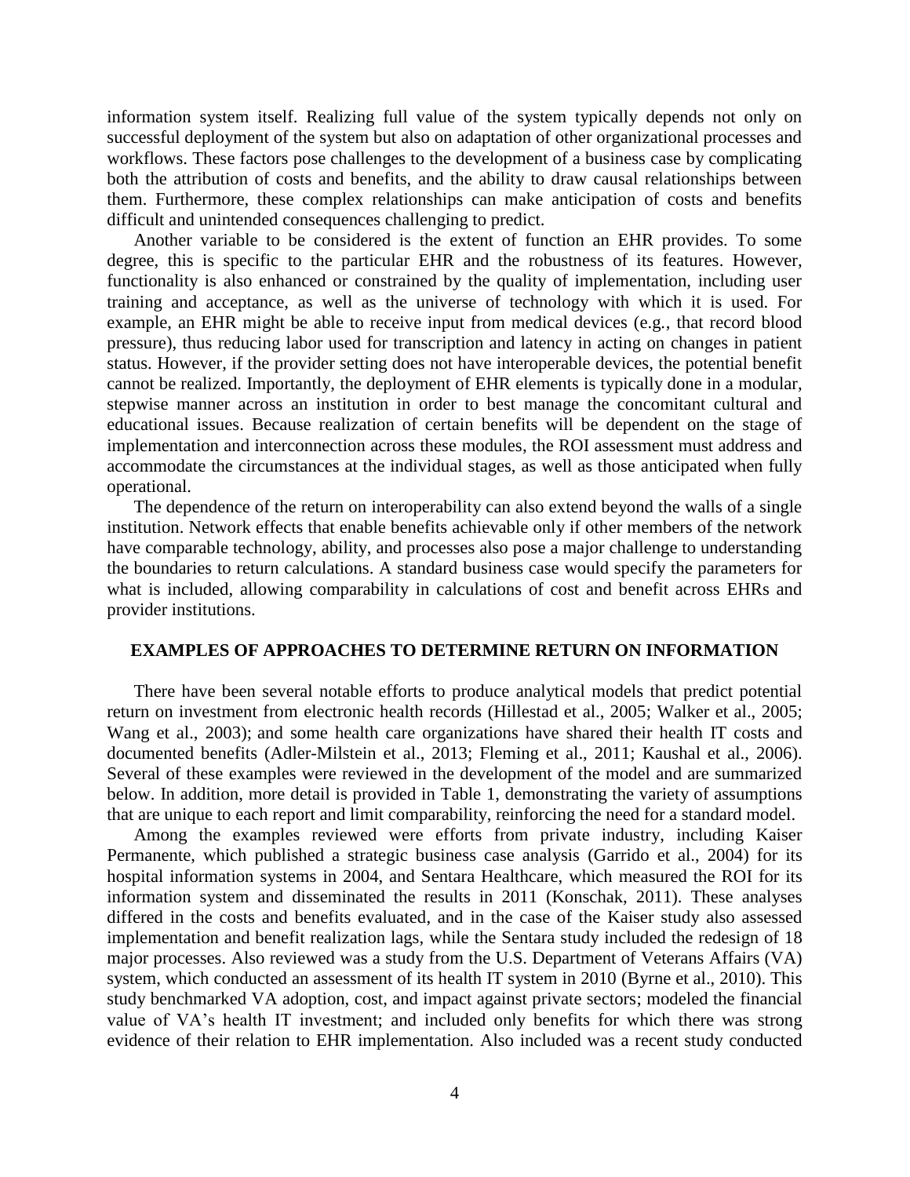information system itself. Realizing full value of the system typically depends not only on successful deployment of the system but also on adaptation of other organizational processes and workflows. These factors pose challenges to the development of a business case by complicating both the attribution of costs and benefits, and the ability to draw causal relationships between them. Furthermore, these complex relationships can make anticipation of costs and benefits difficult and unintended consequences challenging to predict.

Another variable to be considered is the extent of function an EHR provides. To some degree, this is specific to the particular EHR and the robustness of its features. However, functionality is also enhanced or constrained by the quality of implementation, including user training and acceptance, as well as the universe of technology with which it is used. For example, an EHR might be able to receive input from medical devices (e.g., that record blood pressure), thus reducing labor used for transcription and latency in acting on changes in patient status. However, if the provider setting does not have interoperable devices, the potential benefit cannot be realized. Importantly, the deployment of EHR elements is typically done in a modular, stepwise manner across an institution in order to best manage the concomitant cultural and educational issues. Because realization of certain benefits will be dependent on the stage of implementation and interconnection across these modules, the ROI assessment must address and accommodate the circumstances at the individual stages, as well as those anticipated when fully operational.

The dependence of the return on interoperability can also extend beyond the walls of a single institution. Network effects that enable benefits achievable only if other members of the network have comparable technology, ability, and processes also pose a major challenge to understanding the boundaries to return calculations. A standard business case would specify the parameters for what is included, allowing comparability in calculations of cost and benefit across EHRs and provider institutions.

## EXAMPLES OF APPROACHES TO DETERMINE RETURN ON INFORMATION

There have been several notable efforts to produce analytical models that predict potential return on investment from electronic health records (Hillestad et al., 2005; Walker et al., 2005; Wang et al., 2003); and some health care organizations have shared their health IT costs and documented benefits (Adler-Milstein et al., 2013; Fleming et al., 2011; Kaushal et al., 2006). Several of these examples were reviewed in the development of the model and are summarized below. In addition, more detail is provided in Table 1, demonstrating the variety of assumptions that are unique to each report and limit comparability, reinforcing the need for a standard model.

Among the examples reviewed were efforts from private industry, including Kaiser Permanente, which published a strategic business case analysis (Garrido et al., 2004) for its hospital information systems in 2004, and Sentara Healthcare, which measured the ROI for its information system and disseminated the results in 2011 (Konschak, 2011). These analyses differed in the costs and benefits evaluated, and in the case of the Kaiser study also assessed implementation and benefit realization lags, while the Sentara study included the redesign of 18 major processes. Also reviewed was a study from the U.S. Department of Veterans Affairs (VA) system, which conducted an assessment of its health IT system in 2010 (Byrne et al., 2010). This study benchmarked VA adoption, cost, and impact against private sectors; modeled the financial value of VA's health IT investment; and included only benefits for which there was strong evidence of their relation to EHR implementation. Also included was a recent study conducted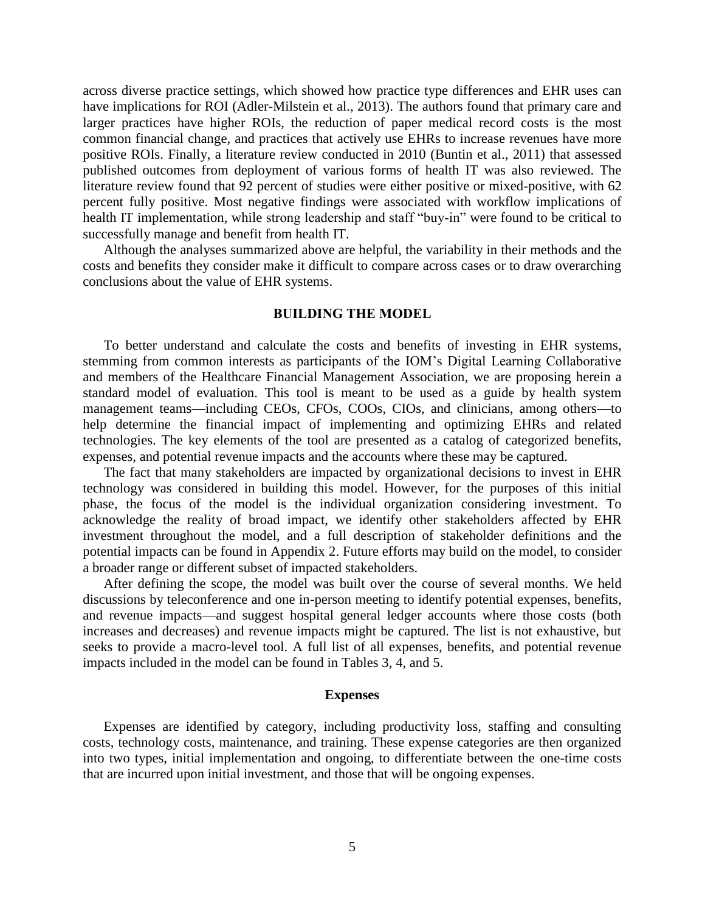across diverse practice settings, which showed how practice type differences and EHR uses can have implications for ROI (Adler-Milstein et al., 2013). The authors found that primary care and larger practices have higher ROIs, the reduction of paper medical record costs is the most common financial change, and practices that actively use EHRs to increase revenues have more positive ROIs. Finally, a literature review conducted in 2010 (Buntin et al., 2011) that assessed published outcomes from deployment of various forms of health IT was also reviewed. The literature review found that 92 percent of studies were either positive or mixed-positive, with 62 percent fully positive. Most negative findings were associated with workflow implications of health IT implementation, while strong leadership and staff "buy-in" were found to be critical to successfully manage and benefit from health IT.

Although the analyses summarized above are helpful, the variability in their methods and the costs and benefits they consider make it difficult to compare across cases or to draw overarching conclusions about the value of EHR systems.

## BUILDING THE MODEL

To better understand and calculate the costs and benefits of investing in EHR systems, stemming from common interests as participants of the IOM's Digital Learning Collaborative and members of the Healthcare Financial Management Association, we are proposing herein a standard model of evaluation. This tool is meant to be used as a guide by health system management teams—including CEOs, CFOs, COOs, CIOs, and clinicians, among others—to help determine the financial impact of implementing and optimizing EHRs and related technologies. The key elements of the tool are presented as a catalog of categorized benefits, expenses, and potential revenue impacts and the accounts where these may be captured.

The fact that many stakeholders are impacted by organizational decisions to invest in EHR technology was considered in building this model. However, for the purposes of this initial phase, the focus of the model is the individual organization considering investment. To acknowledge the reality of broad impact, we identify other stakeholders affected by EHR investment throughout the model, and a full description of stakeholder definitions and the potential impacts can be found in Appendix 2. Future efforts may build on the model, to consider a broader range or different subset of impacted stakeholders.

After defining the scope, the model was built over the course of several months. We held discussions by teleconference and one in-person meeting to identify potential expenses, benefits, and revenue impacts—and suggest hospital general ledger accounts where those costs (both increases and decreases) and revenue impacts might be captured. The list is not exhaustive, but seeks to provide a macro-level tool. A full list of all expenses, benefits, and potential revenue impacts included in the model can be found in Tables 3, 4, and 5.

### Expenses

Expenses are identified by category, including productivity loss, staffing and consulting costs, technology costs, maintenance, and training. These expense categories are then organized into two types, initial implementation and ongoing, to differentiate between the one-time costs that are incurred upon initial investment, and those that will be ongoing expenses.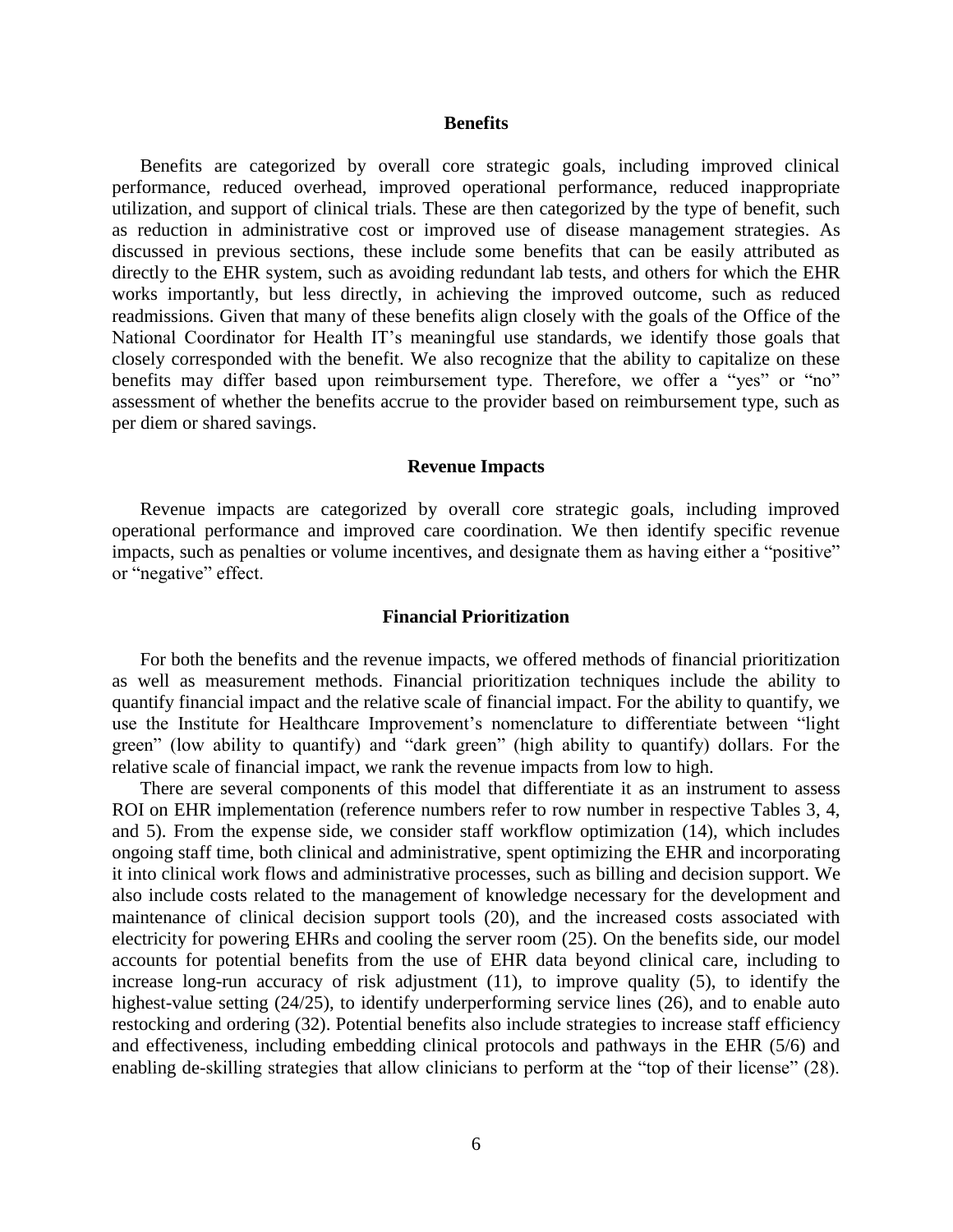## Benefits

Benefits are categorized by overall core strategic goals, including improved clinical performance, reduced overhead, improved operational performance, reduced inappropriate utilization, and support of clinical trials. These are then categorized by the type of benefit, such as reduction in administrative cost or improved use of disease management strategies. As discussed in previous sections, these include some benefits that can be easily attributed as directly to the EHR system, such as avoiding redundant lab tests, and others for which the EHR works importantly, but less directly, in achieving the improved outcome, such as reduced readmissions. Given that many of these benefits align closely with the goals of the Office of the National Coordinator for Health IT's meaningful use standards, we identify those goals that closely corresponded with the benefit. We also recognize that the ability to capitalize on these benefits may differ based upon reimbursement type. Therefore, we offer a "yes" or "no" assessment of whether the benefits accrue to the provider based on reimbursement type, such as per diem or shared savings.

## Revenue Impacts

Revenue impacts are categorized by overall core strategic goals, including improved operational performance and improved care coordination. We then identify specific revenue impacts, such as penalties or volume incentives, and designate them as having either a "positive" or "negative" effect.

## Financial Prioritization

For both the benefits and the revenue impacts, we offered methods of financial prioritization as well as measurement methods. Financial prioritization techniques include the ability to quantify financial impact and the relative scale of financial impact. For the ability to quantify, we use the Institute for Healthcare Improvement's nomenclature to differentiate between "light green" (low ability to quantify) and "dark green" (high ability to quantify) dollars. For the relative scale of financial impact, we rank the revenue impacts from low to high.

There are several components of this model that differentiate it as an instrument to assess ROI on EHR implementation (reference numbers refer to row number in respective Tables 3, 4, and 5). From the expense side, we consider staff workflow optimization (14), which includes ongoing staff time, both clinical and administrative, spent optimizing the EHR and incorporating it into clinical work flows and administrative processes, such as billing and decision support. We also include costs related to the management of knowledge necessary for the development and maintenance of clinical decision support tools (20), and the increased costs associated with electricity for powering EHRs and cooling the server room (25). On the benefits side, our model accounts for potential benefits from the use of EHR data beyond clinical care, including to increase long-run accuracy of risk adjustment (11), to improve quality (5), to identify the highest-value setting (24/25), to identify underperforming service lines (26), and to enable auto restocking and ordering (32). Potential benefits also include strategies to increase staff efficiency and effectiveness, including embedding clinical protocols and pathways in the EHR (5/6) and enabling de-skilling strategies that allow clinicians to perform at the "top of their license" (28).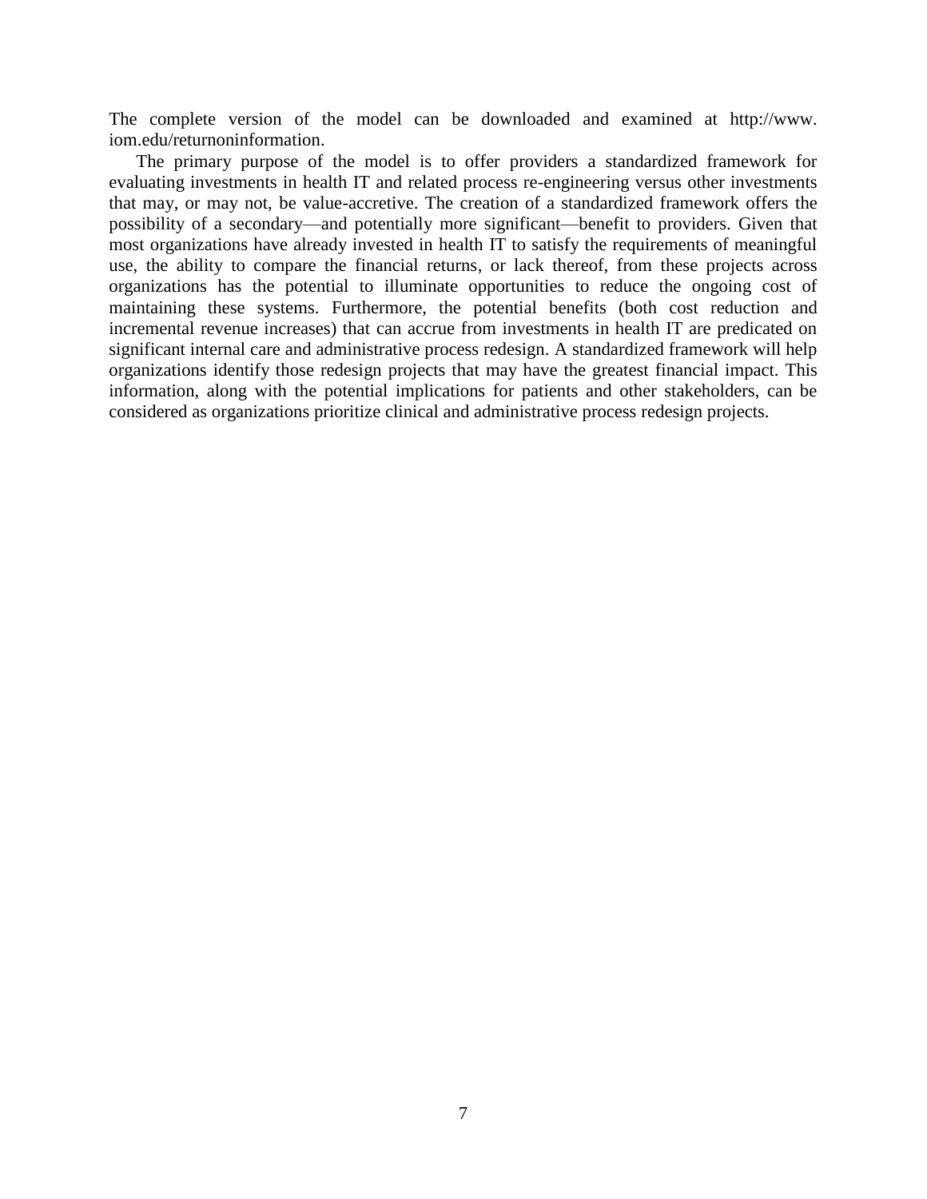The complete version of the model can be downloaded and examined at http://www.iom.edu/returnoninformation.

The primary purpose of the model is to offer providers a standardized framework for evaluating investments in health IT and related process re-engineering versus other investments that may, or may not, be value-accretive. The creation of a standardized framework offers the possibility of a secondary—and potentially more significant—benefit to providers. Given that most organizations have already invested in health IT to satisfy the requirements of meaningful use, the ability to compare the financial returns, or lack thereof, from these projects across organizations has the potential to illuminate opportunities to reduce the ongoing cost of maintaining these systems. Furthermore, the potential benefits (both cost reduction and incremental revenue increases) that can accrue from investments in health IT are predicated on significant internal care and administrative process redesign. A standardized framework will help organizations identify those redesign projects that may have the greatest financial impact. This information, along with the potential implications for patients and other stakeholders, can be considered as organizations prioritize clinical and administrative process redesign projects.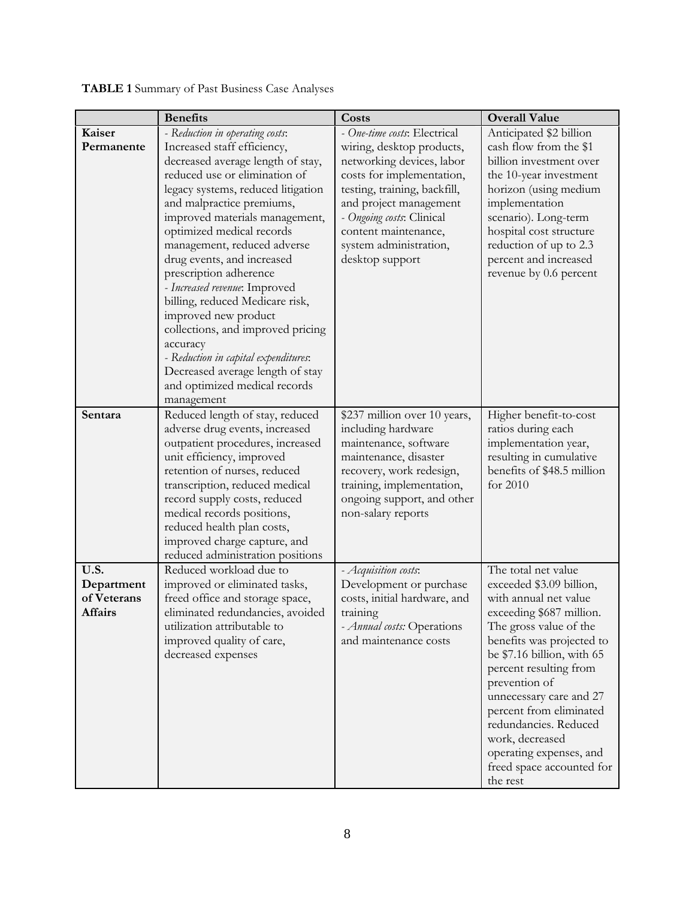**TABLE 1** Summary of Past Business Case Analyses

| | Benefits | Costs | Overall Value |
|---|---|---|---|
| **Kaiser Permanente** | - *Reduction in operating costs*: Increased staff efficiency, decreased average length of stay, reduced use or elimination of legacy systems, reduced litigation and malpractice premiums, improved materials management, optimized medical records management, reduced adverse drug events, and increased prescription adherence<br>- *Increased revenue*: Improved billing, reduced Medicare risk, improved new product collections, and improved pricing accuracy<br>- *Reduction in capital expenditures*: Decreased average length of stay and optimized medical records management | - *One-time costs*: Electrical wiring, desktop products, networking devices, labor costs for implementation, testing, training, backfill, and project management<br>- *Ongoing costs*: Clinical content maintenance, system administration, desktop support | Anticipated $2 billion cash flow from the $1 billion investment over the 10-year investment horizon (using medium implementation scenario). Long-term hospital cost structure reduction of up to 2.3 percent and increased revenue by 0.6 percent |
| **Sentara** | Reduced length of stay, reduced adverse drug events, increased outpatient procedures, increased unit efficiency, improved retention of nurses, reduced transcription, reduced medical record supply costs, reduced medical records positions, reduced health plan costs, improved charge capture, and reduced administration positions | $237 million over 10 years, including hardware maintenance, software maintenance, disaster recovery, work redesign, training, implementation, ongoing support, and other non-salary reports | Higher benefit-to-cost ratios during each implementation year, resulting in cumulative benefits of $48.5 million for 2010 |
| **U.S. Department of Veterans Affairs** | Reduced workload due to improved or eliminated tasks, freed office and storage space, eliminated redundancies, avoided utilization attributable to improved quality of care, decreased expenses | - *Acquisition costs*: Development or purchase costs, initial hardware, and training<br>- *Annual costs:* Operations and maintenance costs | The total net value exceeded $3.09 billion, with annual net value exceeding $687 million. The gross value of the benefits was projected to be $7.16 billion, with 65 percent resulting from prevention of unnecessary care and 27 percent from eliminated redundancies. Reduced work, decreased operating expenses, and freed space accounted for the rest |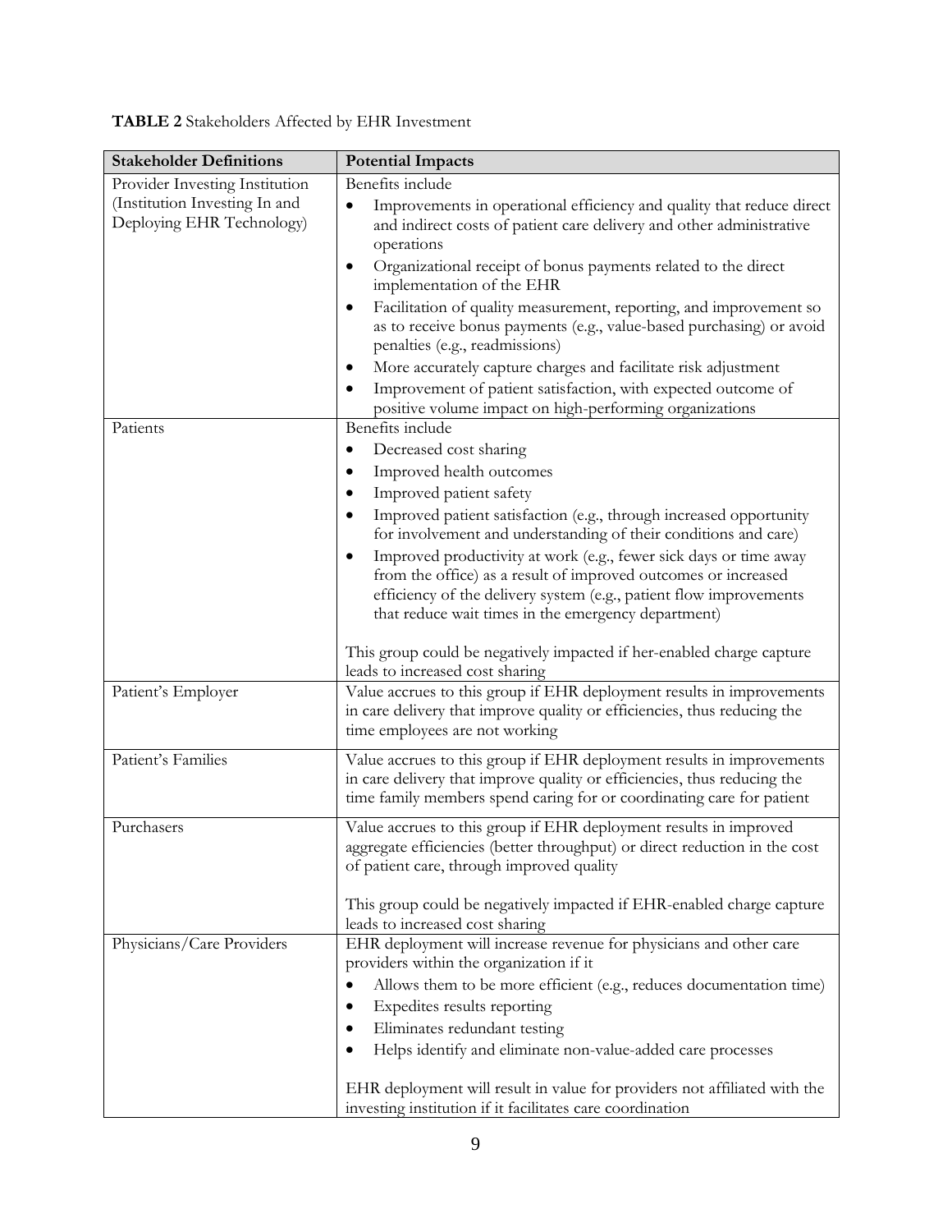**TABLE 2** Stakeholders Affected by EHR Investment

| Stakeholder Definitions | Potential Impacts |
|---|---|
| Provider Investing Institution (Institution Investing In and Deploying EHR Technology) | Benefits include<br>• Improvements in operational efficiency and quality that reduce direct and indirect costs of patient care delivery and other administrative operations<br>• Organizational receipt of bonus payments related to the direct implementation of the EHR<br>• Facilitation of quality measurement, reporting, and improvement so as to receive bonus payments (e.g., value-based purchasing) or avoid penalties (e.g., readmissions)<br>• More accurately capture charges and facilitate risk adjustment<br>• Improvement of patient satisfaction, with expected outcome of positive volume impact on high-performing organizations |
| Patients | Benefits include<br>• Decreased cost sharing<br>• Improved health outcomes<br>• Improved patient safety<br>• Improved patient satisfaction (e.g., through increased opportunity for involvement and understanding of their conditions and care)<br>• Improved productivity at work (e.g., fewer sick days or time away from the office) as a result of improved outcomes or increased efficiency of the delivery system (e.g., patient flow improvements that reduce wait times in the emergency department)<br><br>This group could be negatively impacted if her-enabled charge capture leads to increased cost sharing |
| Patient's Employer | Value accrues to this group if EHR deployment results in improvements in care delivery that improve quality or efficiencies, thus reducing the time employees are not working |
| Patient's Families | Value accrues to this group if EHR deployment results in improvements in care delivery that improve quality or efficiencies, thus reducing the time family members spend caring for or coordinating care for patient |
| Purchasers | Value accrues to this group if EHR deployment results in improved aggregate efficiencies (better throughput) or direct reduction in the cost of patient care, through improved quality<br><br>This group could be negatively impacted if EHR-enabled charge capture leads to increased cost sharing |
| Physicians/Care Providers | EHR deployment will increase revenue for physicians and other care providers within the organization if it<br>• Allows them to be more efficient (e.g., reduces documentation time)<br>• Expedites results reporting<br>• Eliminates redundant testing<br>• Helps identify and eliminate non-value-added care processes<br><br>EHR deployment will result in value for providers not affiliated with the investing institution if it facilitates care coordination |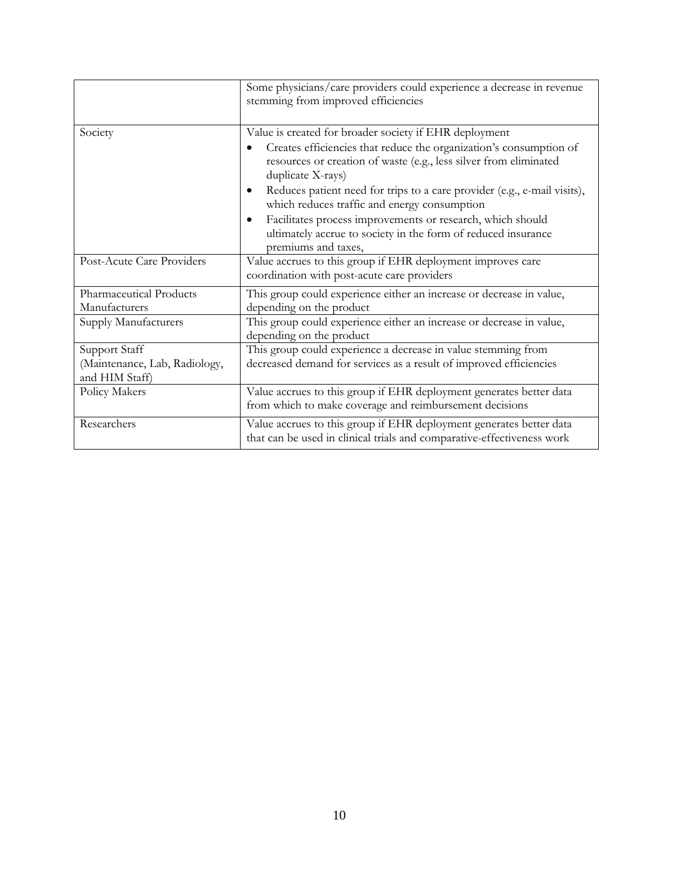| | |
|---|---|
| | Some physicians/care providers could experience a decrease in revenue stemming from improved efficiencies |
| Society | Value is created for broader society if EHR deployment<br>• Creates efficiencies that reduce the organization's consumption of resources or creation of waste (e.g., less silver from eliminated duplicate X-rays)<br>• Reduces patient need for trips to a care provider (e.g., e-mail visits), which reduces traffic and energy consumption<br>• Facilitates process improvements or research, which should ultimately accrue to society in the form of reduced insurance premiums and taxes, |
| Post-Acute Care Providers | Value accrues to this group if EHR deployment improves care coordination with post-acute care providers |
| Pharmaceutical Products Manufacturers | This group could experience either an increase or decrease in value, depending on the product |
| Supply Manufacturers | This group could experience either an increase or decrease in value, depending on the product |
| Support Staff (Maintenance, Lab, Radiology, and HIM Staff) | This group could experience a decrease in value stemming from decreased demand for services as a result of improved efficiencies |
| Policy Makers | Value accrues to this group if EHR deployment generates better data from which to make coverage and reimbursement decisions |
| Researchers | Value accrues to this group if EHR deployment generates better data that can be used in clinical trials and comparative-effectiveness work |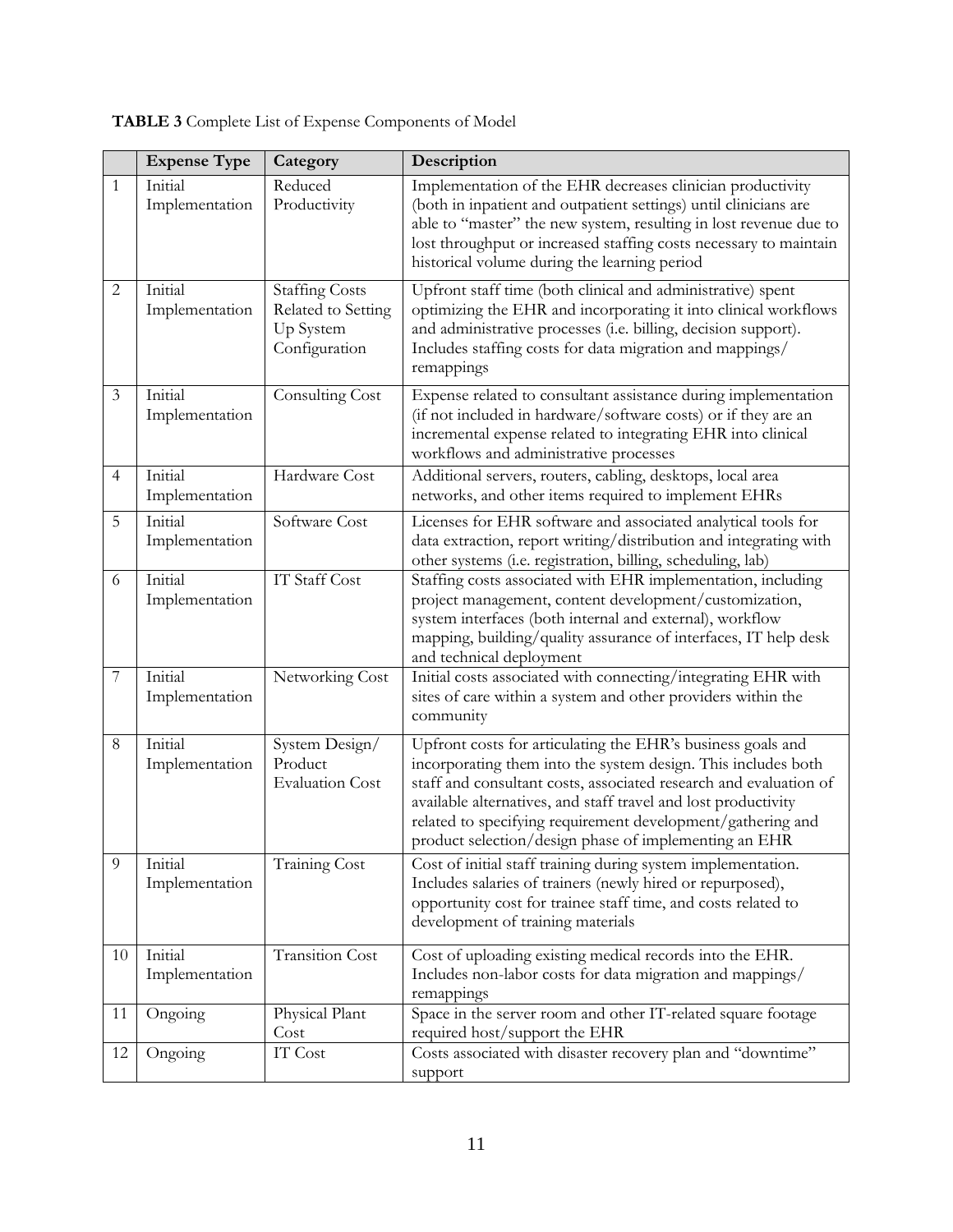**TABLE 3** Complete List of Expense Components of Model

| | Expense Type | Category | Description |
|---|---|---|---|
| 1 | Initial Implementation | Reduced Productivity | Implementation of the EHR decreases clinician productivity (both in inpatient and outpatient settings) until clinicians are able to "master" the new system, resulting in lost revenue due to lost throughput or increased staffing costs necessary to maintain historical volume during the learning period |
| 2 | Initial Implementation | Staffing Costs Related to Setting Up System Configuration | Upfront staff time (both clinical and administrative) spent optimizing the EHR and incorporating it into clinical workflows and administrative processes (i.e. billing, decision support). Includes staffing costs for data migration and mappings/ remappings |
| 3 | Initial Implementation | Consulting Cost | Expense related to consultant assistance during implementation (if not included in hardware/software costs) or if they are an incremental expense related to integrating EHR into clinical workflows and administrative processes |
| 4 | Initial Implementation | Hardware Cost | Additional servers, routers, cabling, desktops, local area networks, and other items required to implement EHRs |
| 5 | Initial Implementation | Software Cost | Licenses for EHR software and associated analytical tools for data extraction, report writing/distribution and integrating with other systems (i.e. registration, billing, scheduling, lab) |
| 6 | Initial Implementation | IT Staff Cost | Staffing costs associated with EHR implementation, including project management, content development/customization, system interfaces (both internal and external), workflow mapping, building/quality assurance of interfaces, IT help desk and technical deployment |
| 7 | Initial Implementation | Networking Cost | Initial costs associated with connecting/integrating EHR with sites of care within a system and other providers within the community |
| 8 | Initial Implementation | System Design/ Product Evaluation Cost | Upfront costs for articulating the EHR's business goals and incorporating them into the system design. This includes both staff and consultant costs, associated research and evaluation of available alternatives, and staff travel and lost productivity related to specifying requirement development/gathering and product selection/design phase of implementing an EHR |
| 9 | Initial Implementation | Training Cost | Cost of initial staff training during system implementation. Includes salaries of trainers (newly hired or repurposed), opportunity cost for trainee staff time, and costs related to development of training materials |
| 10 | Initial Implementation | Transition Cost | Cost of uploading existing medical records into the EHR. Includes non-labor costs for data migration and mappings/ remappings |
| 11 | Ongoing | Physical Plant Cost | Space in the server room and other IT-related square footage required host/support the EHR |
| 12 | Ongoing | IT Cost | Costs associated with disaster recovery plan and "downtime" support |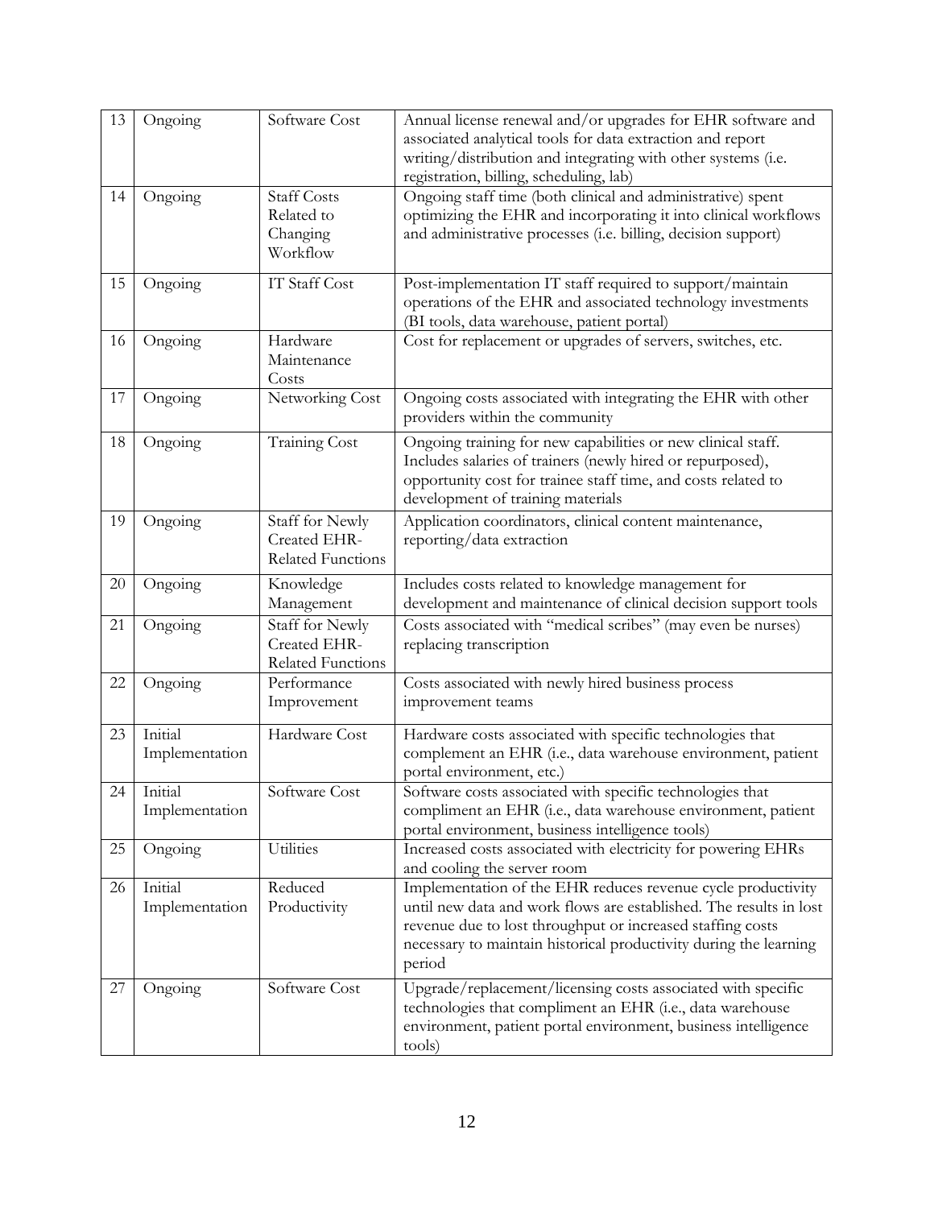| 13 | Ongoing | Software Cost | Annual license renewal and/or upgrades for EHR software and associated analytical tools for data extraction and report writing/distribution and integrating with other systems (i.e. registration, billing, scheduling, lab) |
|---|---|---|---|
| 14 | Ongoing | Staff Costs Related to Changing Workflow | Ongoing staff time (both clinical and administrative) spent optimizing the EHR and incorporating it into clinical workflows and administrative processes (i.e. billing, decision support) |
| 15 | Ongoing | IT Staff Cost | Post-implementation IT staff required to support/maintain operations of the EHR and associated technology investments (BI tools, data warehouse, patient portal) |
| 16 | Ongoing | Hardware Maintenance Costs | Cost for replacement or upgrades of servers, switches, etc. |
| 17 | Ongoing | Networking Cost | Ongoing costs associated with integrating the EHR with other providers within the community |
| 18 | Ongoing | Training Cost | Ongoing training for new capabilities or new clinical staff. Includes salaries of trainers (newly hired or repurposed), opportunity cost for trainee staff time, and costs related to development of training materials |
| 19 | Ongoing | Staff for Newly Created EHR-Related Functions | Application coordinators, clinical content maintenance, reporting/data extraction |
| 20 | Ongoing | Knowledge Management | Includes costs related to knowledge management for development and maintenance of clinical decision support tools |
| 21 | Ongoing | Staff for Newly Created EHR-Related Functions | Costs associated with "medical scribes" (may even be nurses) replacing transcription |
| 22 | Ongoing | Performance Improvement | Costs associated with newly hired business process improvement teams |
| 23 | Initial Implementation | Hardware Cost | Hardware costs associated with specific technologies that complement an EHR (i.e., data warehouse environment, patient portal environment, etc.) |
| 24 | Initial Implementation | Software Cost | Software costs associated with specific technologies that compliment an EHR (i.e., data warehouse environment, patient portal environment, business intelligence tools) |
| 25 | Ongoing | Utilities | Increased costs associated with electricity for powering EHRs and cooling the server room |
| 26 | Initial Implementation | Reduced Productivity | Implementation of the EHR reduces revenue cycle productivity until new data and work flows are established. The results in lost revenue due to lost throughput or increased staffing costs necessary to maintain historical productivity during the learning period |
| 27 | Ongoing | Software Cost | Upgrade/replacement/licensing costs associated with specific technologies that compliment an EHR (i.e., data warehouse environment, patient portal environment, business intelligence tools) |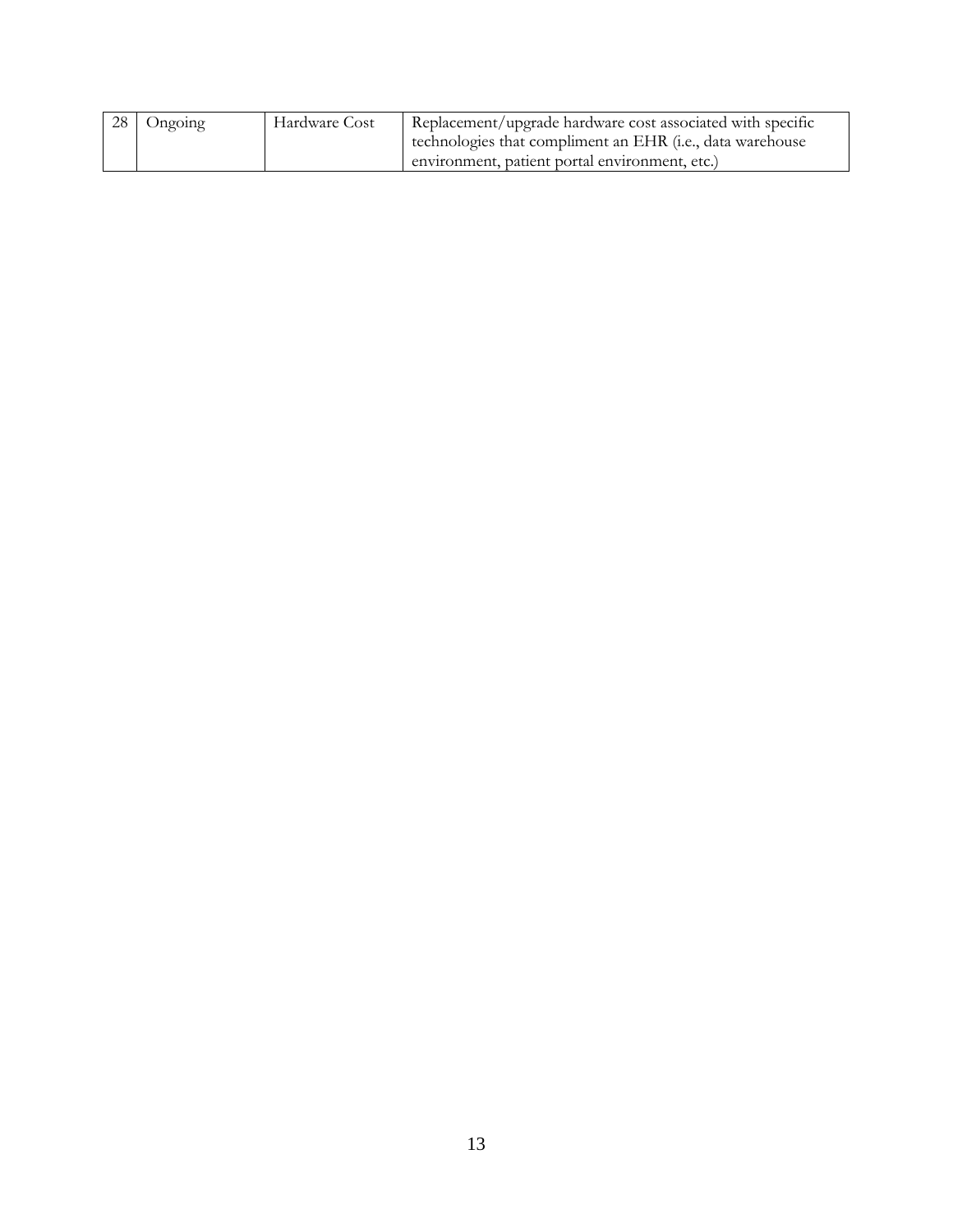| 28 | Ongoing | Hardware Cost | Replacement/upgrade hardware cost associated with specific technologies that compliment an EHR (i.e., data warehouse environment, patient portal environment, etc.) |
|---|---|---|---|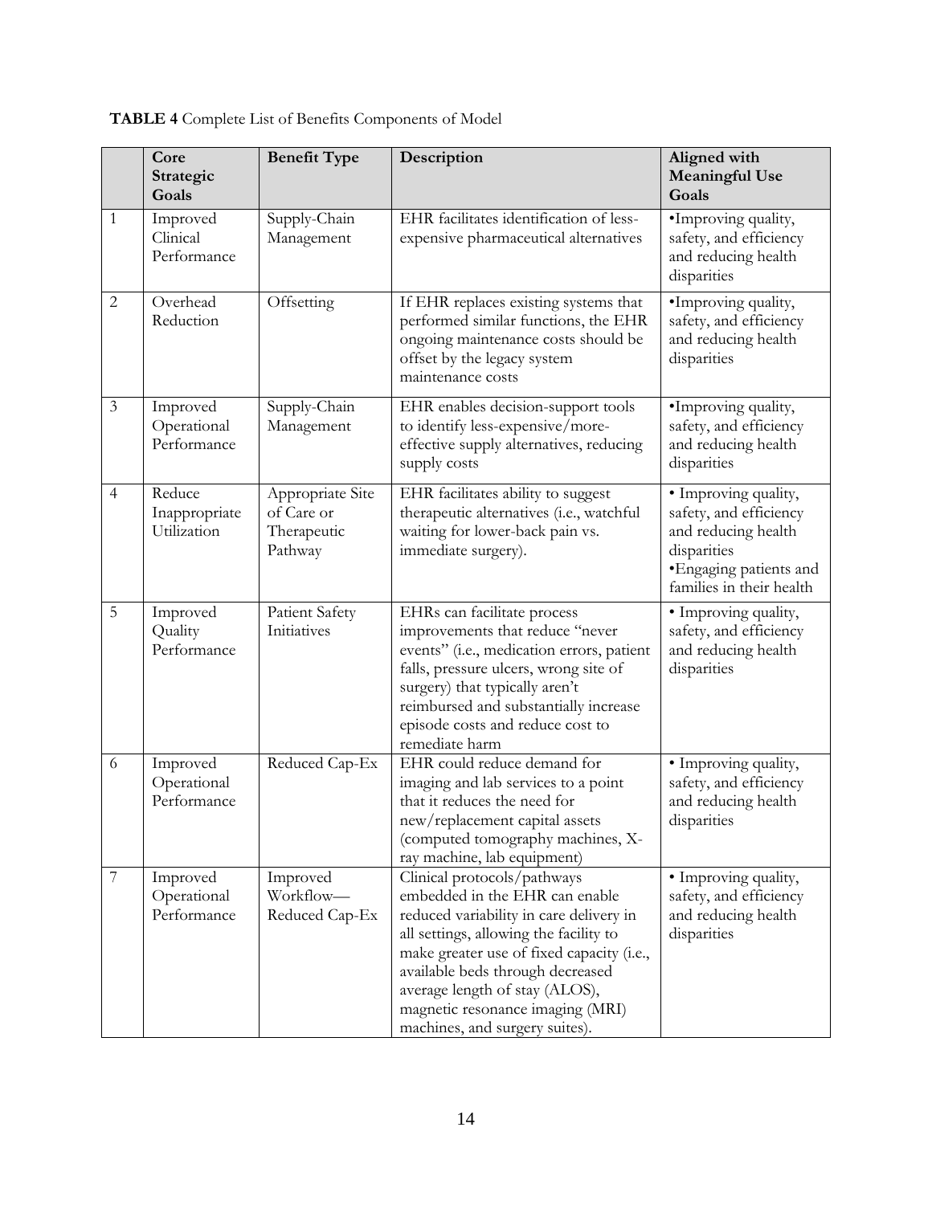**TABLE 4** Complete List of Benefits Components of Model

| | Core Strategic Goals | Benefit Type | Description | Aligned with Meaningful Use Goals |
|---|---|---|---|---|
| 1 | Improved Clinical Performance | Supply-Chain Management | EHR facilitates identification of less-expensive pharmaceutical alternatives | •Improving quality, safety, and efficiency and reducing health disparities |
| 2 | Overhead Reduction | Offsetting | If EHR replaces existing systems that performed similar functions, the EHR ongoing maintenance costs should be offset by the legacy system maintenance costs | •Improving quality, safety, and efficiency and reducing health disparities |
| 3 | Improved Operational Performance | Supply-Chain Management | EHR enables decision-support tools to identify less-expensive/more-effective supply alternatives, reducing supply costs | •Improving quality, safety, and efficiency and reducing health disparities |
| 4 | Reduce Inappropriate Utilization | Appropriate Site of Care or Therapeutic Pathway | EHR facilitates ability to suggest therapeutic alternatives (i.e., watchful waiting for lower-back pain vs. immediate surgery). | • Improving quality, safety, and efficiency and reducing health disparities •Engaging patients and families in their health |
| 5 | Improved Quality Performance | Patient Safety Initiatives | EHRs can facilitate process improvements that reduce "never events" (i.e., medication errors, patient falls, pressure ulcers, wrong site of surgery) that typically aren't reimbursed and substantially increase episode costs and reduce cost to remediate harm | • Improving quality, safety, and efficiency and reducing health disparities |
| 6 | Improved Operational Performance | Reduced Cap-Ex | EHR could reduce demand for imaging and lab services to a point that it reduces the need for new/replacement capital assets (computed tomography machines, X-ray machine, lab equipment) | • Improving quality, safety, and efficiency and reducing health disparities |
| 7 | Improved Operational Performance | Improved Workflow—Reduced Cap-Ex | Clinical protocols/pathways embedded in the EHR can enable reduced variability in care delivery in all settings, allowing the facility to make greater use of fixed capacity (i.e., available beds through decreased average length of stay (ALOS), magnetic resonance imaging (MRI) machines, and surgery suites). | • Improving quality, safety, and efficiency and reducing health disparities |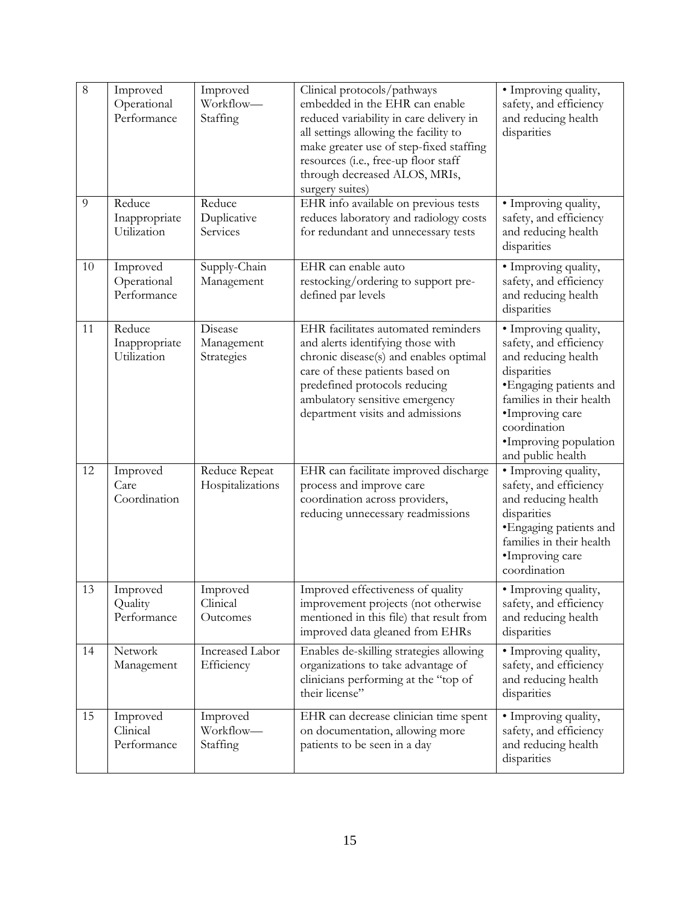| 8 | Improved Operational Performance | Improved Workflow—Staffing | Clinical protocols/pathways embedded in the EHR can enable reduced variability in care delivery in all settings allowing the facility to make greater use of step-fixed staffing resources (i.e., free-up floor staff through decreased ALOS, MRIs, surgery suites) | • Improving quality, safety, and efficiency and reducing health disparities |
|---|---|---|---|---|
| 9 | Reduce Inappropriate Utilization | Reduce Duplicative Services | EHR info available on previous tests reduces laboratory and radiology costs for redundant and unnecessary tests | • Improving quality, safety, and efficiency and reducing health disparities |
| 10 | Improved Operational Performance | Supply-Chain Management | EHR can enable auto restocking/ordering to support pre-defined par levels | • Improving quality, safety, and efficiency and reducing health disparities |
| 11 | Reduce Inappropriate Utilization | Disease Management Strategies | EHR facilitates automated reminders and alerts identifying those with chronic disease(s) and enables optimal care of these patients based on predefined protocols reducing ambulatory sensitive emergency department visits and admissions | • Improving quality, safety, and efficiency and reducing health disparities<br>•Engaging patients and families in their health<br>•Improving care coordination<br>•Improving population and public health |
| 12 | Improved Care Coordination | Reduce Repeat Hospitalizations | EHR can facilitate improved discharge process and improve care coordination across providers, reducing unnecessary readmissions | • Improving quality, safety, and efficiency and reducing health disparities<br>•Engaging patients and families in their health<br>•Improving care coordination |
| 13 | Improved Quality Performance | Improved Clinical Outcomes | Improved effectiveness of quality improvement projects (not otherwise mentioned in this file) that result from improved data gleaned from EHRs | • Improving quality, safety, and efficiency and reducing health disparities |
| 14 | Network Management | Increased Labor Efficiency | Enables de-skilling strategies allowing organizations to take advantage of clinicians performing at the "top of their license" | • Improving quality, safety, and efficiency and reducing health disparities |
| 15 | Improved Clinical Performance | Improved Workflow—Staffing | EHR can decrease clinician time spent on documentation, allowing more patients to be seen in a day | • Improving quality, safety, and efficiency and reducing health disparities |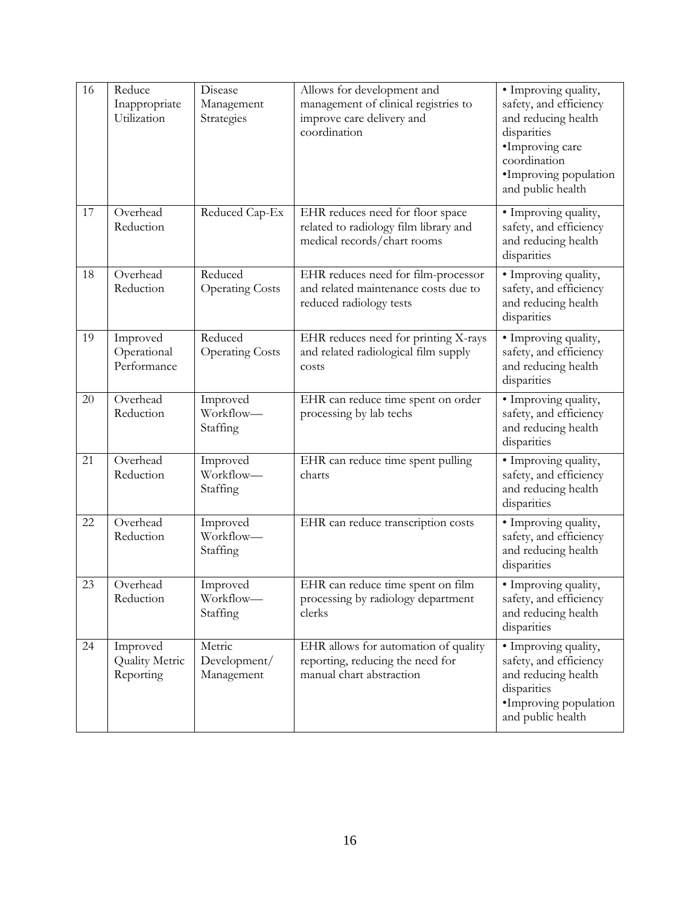| 16 | Reduce Inappropriate Utilization | Disease Management Strategies | Allows for development and management of clinical registries to improve care delivery and coordination | • Improving quality, safety, and efficiency and reducing health disparities •Improving care coordination •Improving population and public health |
|---|---|---|---|---|
| 17 | Overhead Reduction | Reduced Cap-Ex | EHR reduces need for floor space related to radiology film library and medical records/chart rooms | • Improving quality, safety, and efficiency and reducing health disparities |
| 18 | Overhead Reduction | Reduced Operating Costs | EHR reduces need for film-processor and related maintenance costs due to reduced radiology tests | • Improving quality, safety, and efficiency and reducing health disparities |
| 19 | Improved Operational Performance | Reduced Operating Costs | EHR reduces need for printing X-rays and related radiological film supply costs | • Improving quality, safety, and efficiency and reducing health disparities |
| 20 | Overhead Reduction | Improved Workflow—Staffing | EHR can reduce time spent on order processing by lab techs | • Improving quality, safety, and efficiency and reducing health disparities |
| 21 | Overhead Reduction | Improved Workflow—Staffing | EHR can reduce time spent pulling charts | • Improving quality, safety, and efficiency and reducing health disparities |
| 22 | Overhead Reduction | Improved Workflow—Staffing | EHR can reduce transcription costs | • Improving quality, safety, and efficiency and reducing health disparities |
| 23 | Overhead Reduction | Improved Workflow—Staffing | EHR can reduce time spent on film processing by radiology department clerks | • Improving quality, safety, and efficiency and reducing health disparities |
| 24 | Improved Quality Metric Reporting | Metric Development/ Management | EHR allows for automation of quality reporting, reducing the need for manual chart abstraction | • Improving quality, safety, and efficiency and reducing health disparities •Improving population and public health |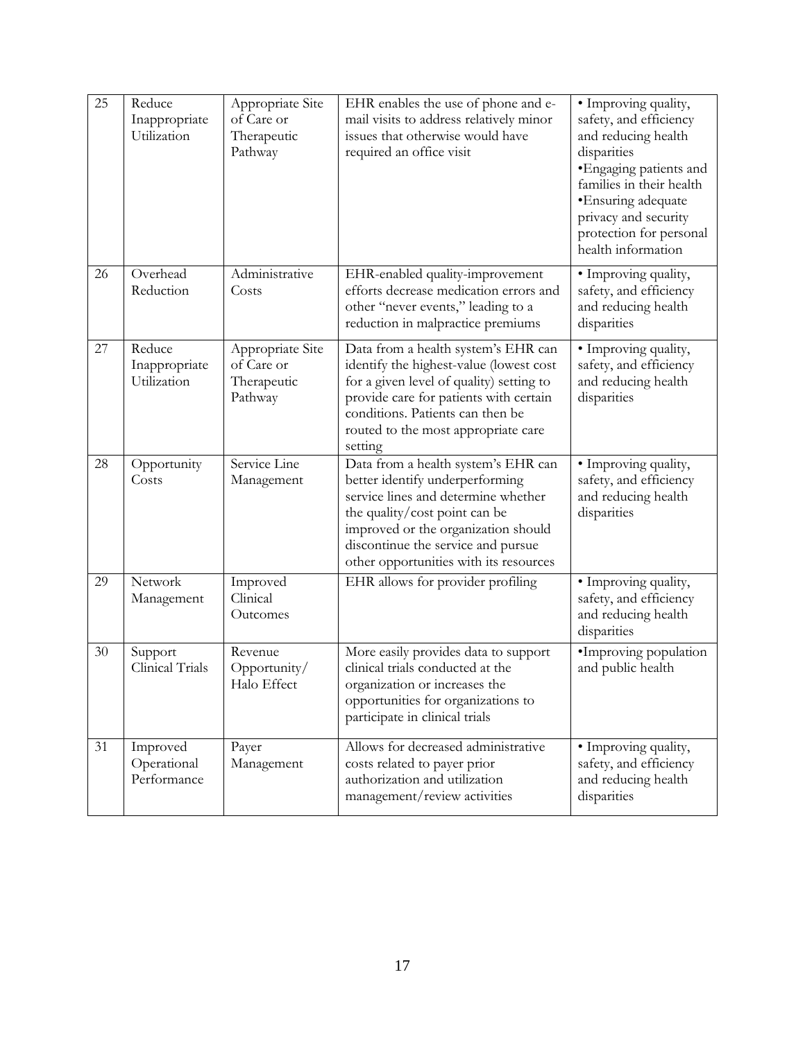| 25 | Reduce Inappropriate Utilization | Appropriate Site of Care or Therapeutic Pathway | EHR enables the use of phone and e-mail visits to address relatively minor issues that otherwise would have required an office visit | • Improving quality, safety, and efficiency and reducing health disparities<br>•Engaging patients and families in their health<br>•Ensuring adequate privacy and security protection for personal health information |
|---|---|---|---|---|
| 26 | Overhead Reduction | Administrative Costs | EHR-enabled quality-improvement efforts decrease medication errors and other "never events," leading to a reduction in malpractice premiums | • Improving quality, safety, and efficiency and reducing health disparities |
| 27 | Reduce Inappropriate Utilization | Appropriate Site of Care or Therapeutic Pathway | Data from a health system's EHR can identify the highest-value (lowest cost for a given level of quality) setting to provide care for patients with certain conditions. Patients can then be routed to the most appropriate care setting | • Improving quality, safety, and efficiency and reducing health disparities |
| 28 | Opportunity Costs | Service Line Management | Data from a health system's EHR can better identify underperforming service lines and determine whether the quality/cost point can be improved or the organization should discontinue the service and pursue other opportunities with its resources | • Improving quality, safety, and efficiency and reducing health disparities |
| 29 | Network Management | Improved Clinical Outcomes | EHR allows for provider profiling | • Improving quality, safety, and efficiency and reducing health disparities |
| 30 | Support Clinical Trials | Revenue Opportunity/ Halo Effect | More easily provides data to support clinical trials conducted at the organization or increases the opportunities for organizations to participate in clinical trials | •Improving population and public health |
| 31 | Improved Operational Performance | Payer Management | Allows for decreased administrative costs related to payer prior authorization and utilization management/review activities | • Improving quality, safety, and efficiency and reducing health disparities |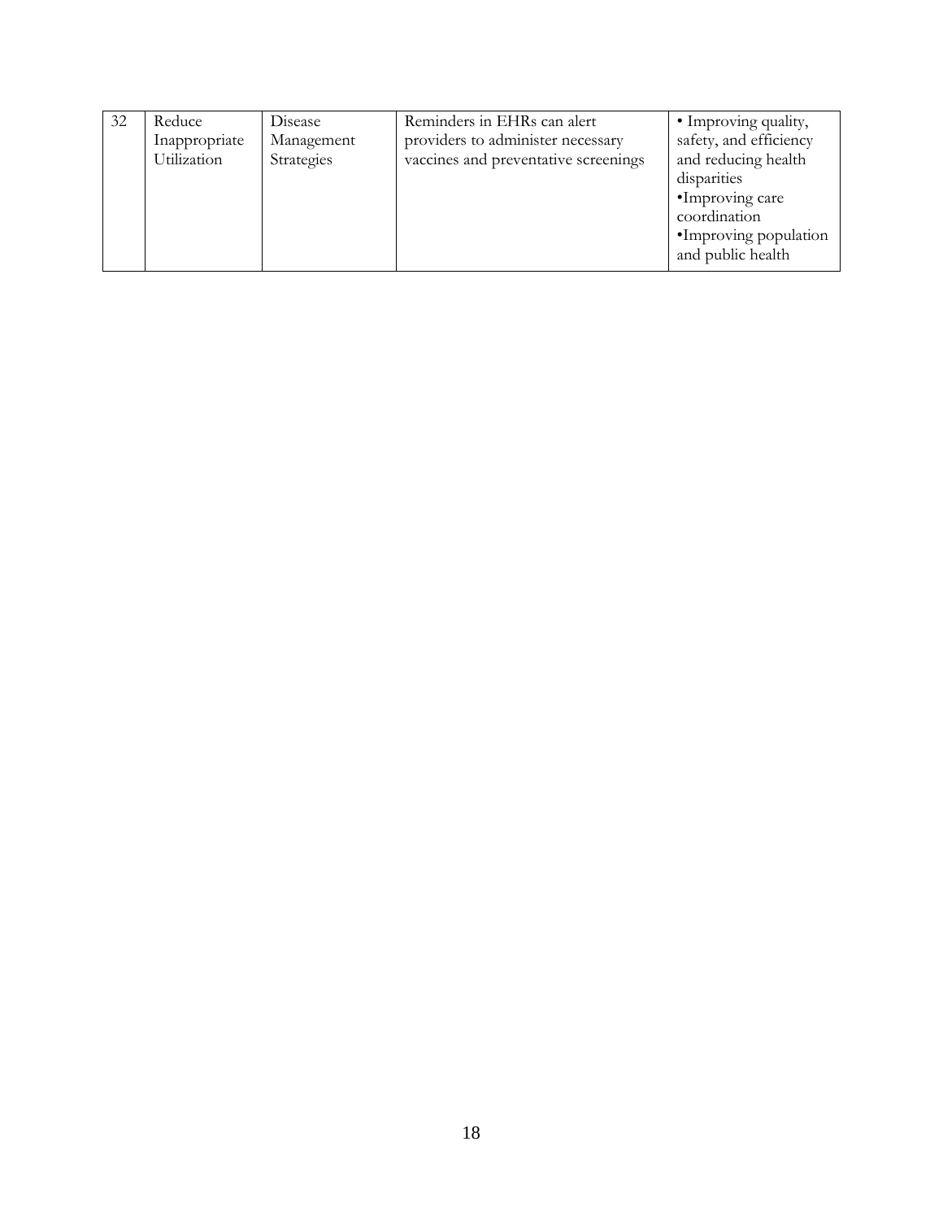| 32 | Reduce Inappropriate Utilization | Disease Management Strategies | Reminders in EHRs can alert providers to administer necessary vaccines and preventative screenings | • Improving quality, safety, and efficiency and reducing health disparities<br>•Improving care coordination<br>•Improving population and public health |
|---|---|---|---|---|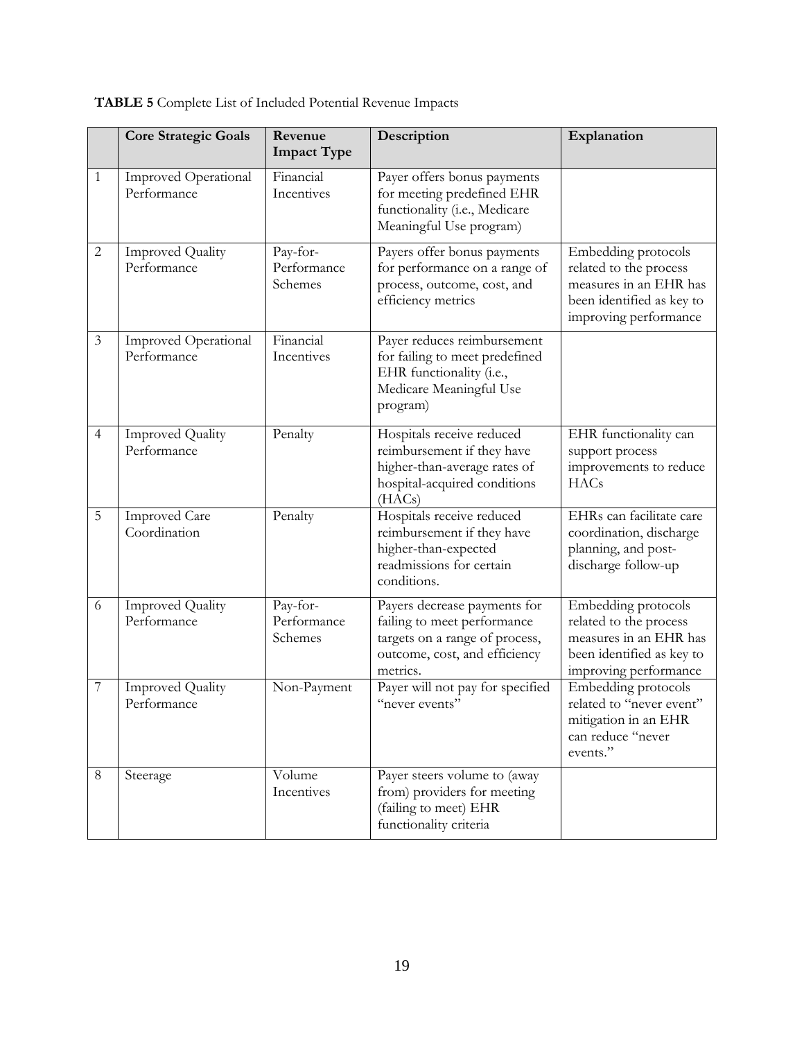**TABLE 5** Complete List of Included Potential Revenue Impacts

| | Core Strategic Goals | Revenue Impact Type | Description | Explanation |
|---|---|---|---|---|
| 1 | Improved Operational Performance | Financial Incentives | Payer offers bonus payments for meeting predefined EHR functionality (i.e., Medicare Meaningful Use program) | |
| 2 | Improved Quality Performance | Pay-for-Performance Schemes | Payers offer bonus payments for performance on a range of process, outcome, cost, and efficiency metrics | Embedding protocols related to the process measures in an EHR has been identified as key to improving performance |
| 3 | Improved Operational Performance | Financial Incentives | Payer reduces reimbursement for failing to meet predefined EHR functionality (i.e., Medicare Meaningful Use program) | |
| 4 | Improved Quality Performance | Penalty | Hospitals receive reduced reimbursement if they have higher-than-average rates of hospital-acquired conditions (HACs) | EHR functionality can support process improvements to reduce HACs |
| 5 | Improved Care Coordination | Penalty | Hospitals receive reduced reimbursement if they have higher-than-expected readmissions for certain conditions. | EHRs can facilitate care coordination, discharge planning, and post-discharge follow-up |
| 6 | Improved Quality Performance | Pay-for-Performance Schemes | Payers decrease payments for failing to meet performance targets on a range of process, outcome, cost, and efficiency metrics. | Embedding protocols related to the process measures in an EHR has been identified as key to improving performance |
| 7 | Improved Quality Performance | Non-Payment | Payer will not pay for specified "never events" | Embedding protocols related to "never event" mitigation in an EHR can reduce "never events." |
| 8 | Steerage | Volume Incentives | Payer steers volume to (away from) providers for meeting (failing to meet) EHR functionality criteria | |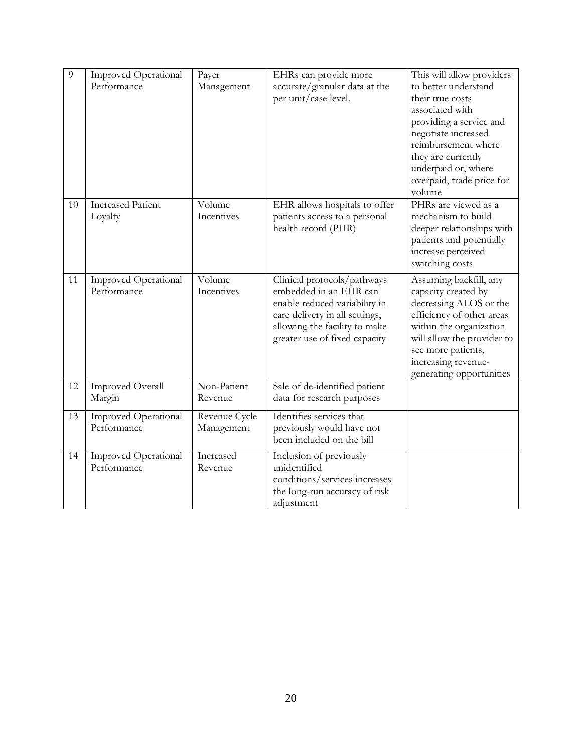| 9 | Improved Operational Performance | Payer Management | EHRs can provide more accurate/granular data at the per unit/case level. | This will allow providers to better understand their true costs associated with providing a service and negotiate increased reimbursement where they are currently underpaid or, where overpaid, trade price for volume |
|---|---|---|---|---|
| 10 | Increased Patient Loyalty | Volume Incentives | EHR allows hospitals to offer patients access to a personal health record (PHR) | PHRs are viewed as a mechanism to build deeper relationships with patients and potentially increase perceived switching costs |
| 11 | Improved Operational Performance | Volume Incentives | Clinical protocols/pathways embedded in an EHR can enable reduced variability in care delivery in all settings, allowing the facility to make greater use of fixed capacity | Assuming backfill, any capacity created by decreasing ALOS or the efficiency of other areas within the organization will allow the provider to see more patients, increasing revenue-generating opportunities |
| 12 | Improved Overall Margin | Non-Patient Revenue | Sale of de-identified patient data for research purposes | |
| 13 | Improved Operational Performance | Revenue Cycle Management | Identifies services that previously would have not been included on the bill | |
| 14 | Improved Operational Performance | Increased Revenue | Inclusion of previously unidentified conditions/services increases the long-run accuracy of risk adjustment | |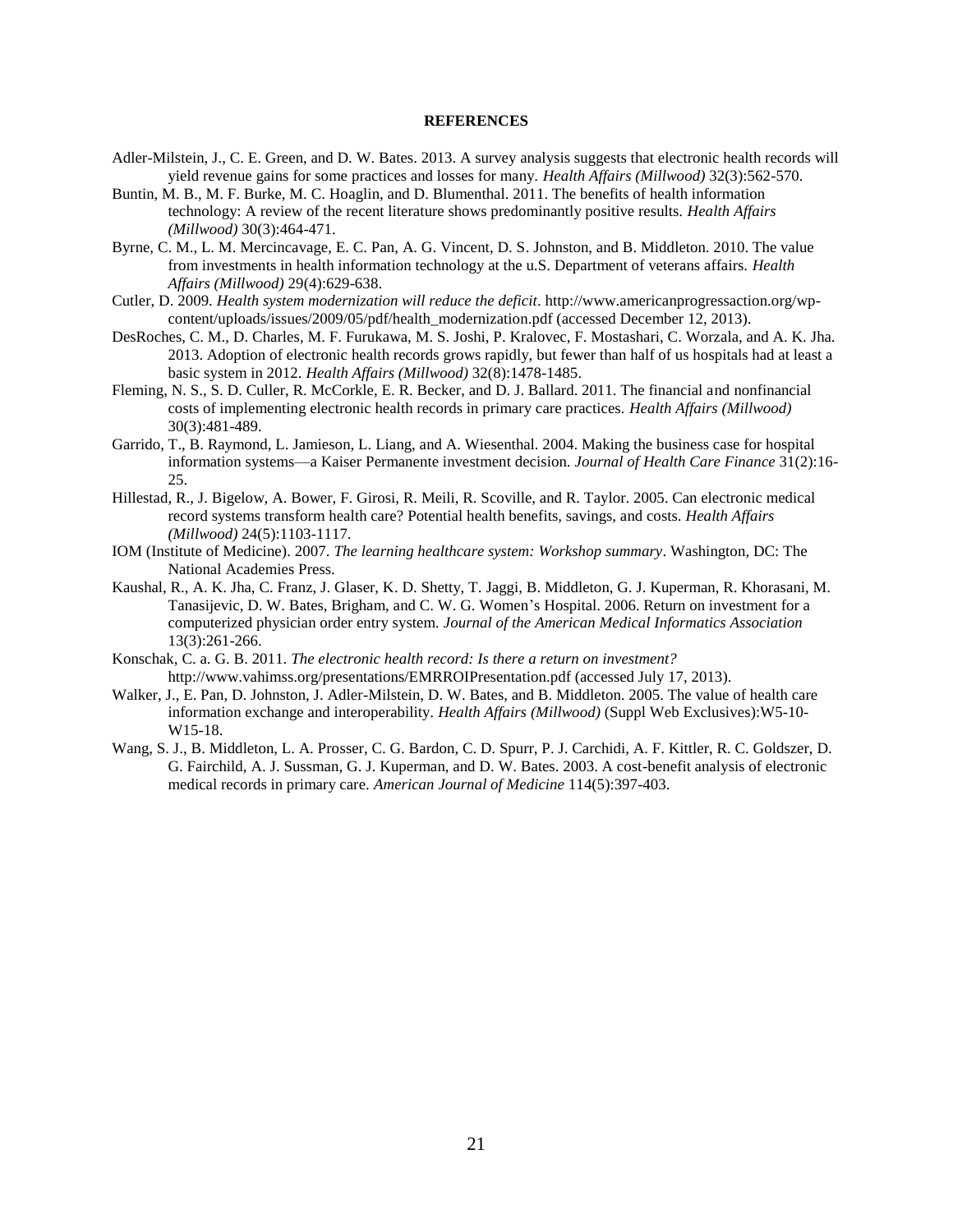# REFERENCES

Adler-Milstein, J., C. E. Green, and D. W. Bates. 2013. A survey analysis suggests that electronic health records will yield revenue gains for some practices and losses for many. *Health Affairs (Millwood)* 32(3):562-570.

Buntin, M. B., M. F. Burke, M. C. Hoaglin, and D. Blumenthal. 2011. The benefits of health information technology: A review of the recent literature shows predominantly positive results. *Health Affairs (Millwood)* 30(3):464-471.

Byrne, C. M., L. M. Mercincavage, E. C. Pan, A. G. Vincent, D. S. Johnston, and B. Middleton. 2010. The value from investments in health information technology at the u.S. Department of veterans affairs. *Health Affairs (Millwood)* 29(4):629-638.

Cutler, D. 2009. *Health system modernization will reduce the deficit*. http://www.americanprogressaction.org/wp-content/uploads/issues/2009/05/pdf/health_modernization.pdf (accessed December 12, 2013).

DesRoches, C. M., D. Charles, M. F. Furukawa, M. S. Joshi, P. Kralovec, F. Mostashari, C. Worzala, and A. K. Jha. 2013. Adoption of electronic health records grows rapidly, but fewer than half of us hospitals had at least a basic system in 2012. *Health Affairs (Millwood)* 32(8):1478-1485.

Fleming, N. S., S. D. Culler, R. McCorkle, E. R. Becker, and D. J. Ballard. 2011. The financial and nonfinancial costs of implementing electronic health records in primary care practices. *Health Affairs (Millwood)* 30(3):481-489.

Garrido, T., B. Raymond, L. Jamieson, L. Liang, and A. Wiesenthal. 2004. Making the business case for hospital information systems—a Kaiser Permanente investment decision. *Journal of Health Care Finance* 31(2):16-25.

Hillestad, R., J. Bigelow, A. Bower, F. Girosi, R. Meili, R. Scoville, and R. Taylor. 2005. Can electronic medical record systems transform health care? Potential health benefits, savings, and costs. *Health Affairs (Millwood)* 24(5):1103-1117.

IOM (Institute of Medicine). 2007. *The learning healthcare system: Workshop summary*. Washington, DC: The National Academies Press.

Kaushal, R., A. K. Jha, C. Franz, J. Glaser, K. D. Shetty, T. Jaggi, B. Middleton, G. J. Kuperman, R. Khorasani, M. Tanasijevic, D. W. Bates, Brigham, and C. W. G. Women's Hospital. 2006. Return on investment for a computerized physician order entry system. *Journal of the American Medical Informatics Association* 13(3):261-266.

Konschak, C. a. G. B. 2011. *The electronic health record: Is there a return on investment?* http://www.vahimss.org/presentations/EMRROIPresentation.pdf (accessed July 17, 2013).

Walker, J., E. Pan, D. Johnston, J. Adler-Milstein, D. W. Bates, and B. Middleton. 2005. The value of health care information exchange and interoperability. *Health Affairs (Millwood)* (Suppl Web Exclusives):W5-10-W15-18.

Wang, S. J., B. Middleton, L. A. Prosser, C. G. Bardon, C. D. Spurr, P. J. Carchidi, A. F. Kittler, R. C. Goldszer, D. G. Fairchild, A. J. Sussman, G. J. Kuperman, and D. W. Bates. 2003. A cost-benefit analysis of electronic medical records in primary care. *American Journal of Medicine* 114(5):397-403.